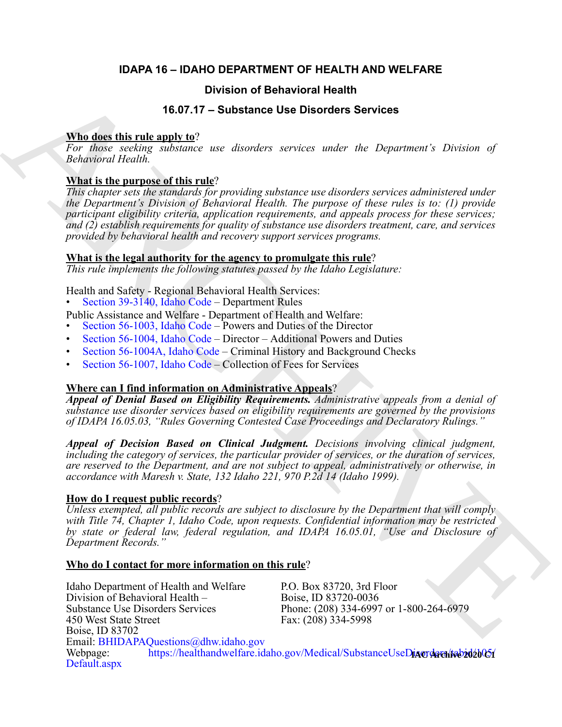# IDAPA 16 – IDAHO DEPARTMENT OF HEALTH AND WELFARE

## Division of Behavioral Health

## 16.07.17 – Substance Use Disorders Services

**Who does this rule apply to**?

*For those seeking substance use disorders services under the Department's Division of Behavioral Health.*

**What is the purpose of this rule**?

*This chapter sets the standards for providing substance use disorders services administered under the Department's Division of Behavioral Health. The purpose of these rules is to: (1) provide participant eligibility criteria, application requirements, and appeals process for these services; and (2) establish requirements for quality of substance use disorders treatment, care, and services provided by behavioral health and recovery support services programs.*

**What is the legal authority for the agency to promulgate this rule**?

*This rule implements the following statutes passed by the Idaho Legislature:*

Health and Safety - Regional Behavioral Health Services:
- Section 39-3140, Idaho Code – Department Rules

Public Assistance and Welfare - Department of Health and Welfare:
- Section 56-1003, Idaho Code – Powers and Duties of the Director
- Section 56-1004, Idaho Code – Director – Additional Powers and Duties
- Section 56-1004A, Idaho Code – Criminal History and Background Checks
- Section 56-1007, Idaho Code – Collection of Fees for Services

**Where can I find information on Administrative Appeals**?

***Appeal of Denial Based on Eligibility Requirements.*** *Administrative appeals from a denial of substance use disorder services based on eligibility requirements are governed by the provisions of IDAPA 16.05.03, "Rules Governing Contested Case Proceedings and Declaratory Rulings."*

***Appeal of Decision Based on Clinical Judgment.*** *Decisions involving clinical judgment, including the category of services, the particular provider of services, or the duration of services, are reserved to the Department, and are not subject to appeal, administratively or otherwise, in accordance with Maresh v. State, 132 Idaho 221, 970 P.2d 14 (Idaho 1999).*

**How do I request public records**?

*Unless exempted, all public records are subject to disclosure by the Department that will comply with Title 74, Chapter 1, Idaho Code, upon requests. Confidential information may be restricted by state or federal law, federal regulation, and IDAPA 16.05.01, "Use and Disclosure of Department Records."*

**Who do I contact for more information on this rule**?

Idaho Department of Health and Welfare
Division of Behavioral Health –
Substance Use Disorders Services
450 West State Street
Boise, ID 83702

P.O. Box 83720, 3rd Floor
Boise, ID 83720-0036
Phone: (208) 334-6997 or 1-800-264-6979
Fax: (208) 334-5998

Email: BHIDAPAQuestions@dhw.idaho.gov
Webpage: https://healthandwelfare.idaho.gov/Medical/SubstanceUseDisorders/tabid/105/Default.aspx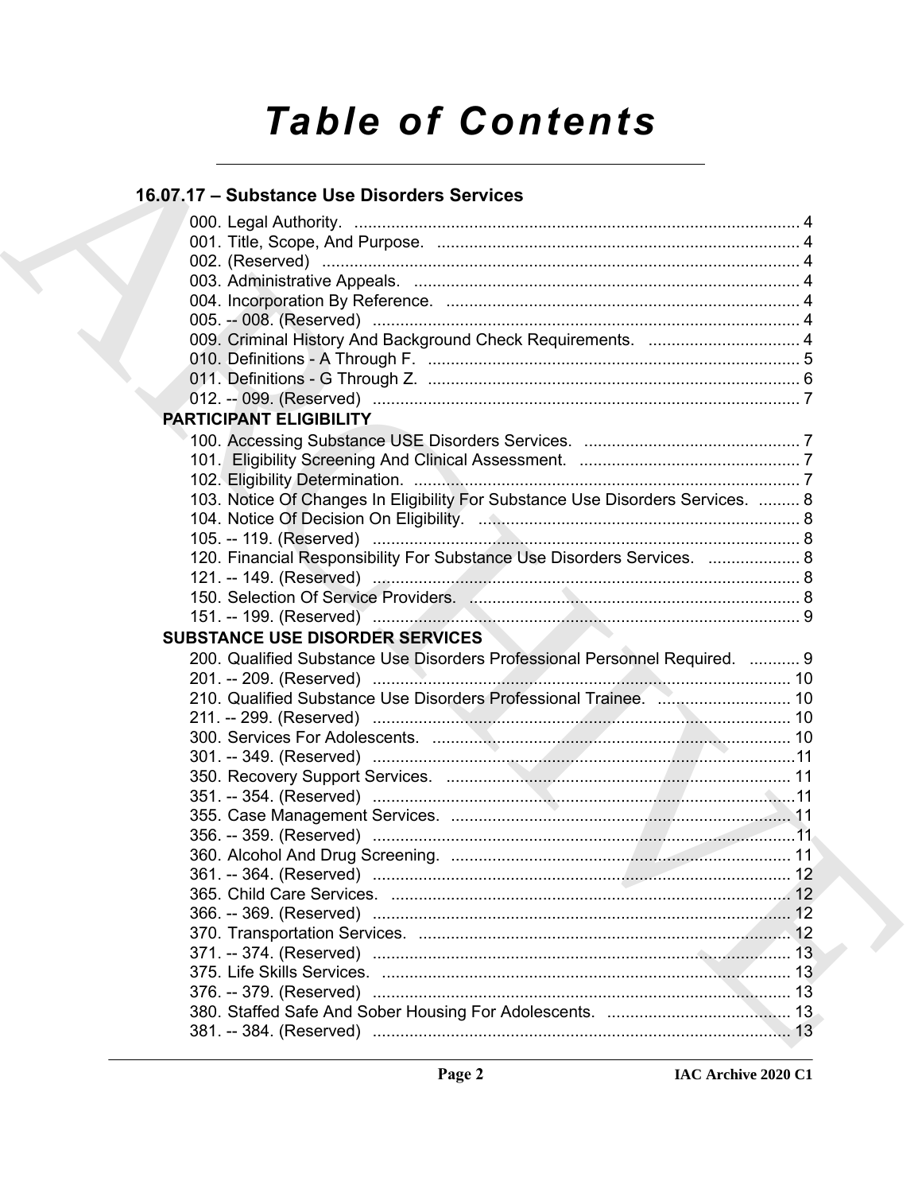# Table of Contents

## 16.07.17 – Substance Use Disorders Services

000. Legal Authority. ....... 4
001. Title, Scope, And Purpose. ....... 4
002. (Reserved) ....... 4
003. Administrative Appeals. ....... 4
004. Incorporation By Reference. ....... 4
005. -- 008. (Reserved) ....... 4
009. Criminal History And Background Check Requirements. ....... 4
010. Definitions - A Through F. ....... 5
011. Definitions - G Through Z. ....... 6
012. -- 099. (Reserved) ....... 7

### PARTICIPANT ELIGIBILITY

100. Accessing Substance USE Disorders Services. ....... 7
101. Eligibility Screening And Clinical Assessment. ....... 7
102. Eligibility Determination. ....... 7
103. Notice Of Changes In Eligibility For Substance Use Disorders Services. ....... 8
104. Notice Of Decision On Eligibility. ....... 8
105. -- 119. (Reserved) ....... 8
120. Financial Responsibility For Substance Use Disorders Services. ....... 8
121. -- 149. (Reserved) ....... 8
150. Selection Of Service Providers. ....... 8
151. -- 199. (Reserved) ....... 9

### SUBSTANCE USE DISORDER SERVICES

200. Qualified Substance Use Disorders Professional Personnel Required. ....... 9
201. -- 209. (Reserved) ....... 10
210. Qualified Substance Use Disorders Professional Trainee. ....... 10
211. -- 299. (Reserved) ....... 10
300. Services For Adolescents. ....... 10
301. -- 349. (Reserved) ....... 11
350. Recovery Support Services. ....... 11
351. -- 354. (Reserved) ....... 11
355. Case Management Services. ....... 11
356. -- 359. (Reserved) ....... 11
360. Alcohol And Drug Screening. ....... 11
361. -- 364. (Reserved) ....... 12
365. Child Care Services. ....... 12
366. -- 369. (Reserved) ....... 12
370. Transportation Services. ....... 12
371. -- 374. (Reserved) ....... 13
375. Life Skills Services. ....... 13
376. -- 379. (Reserved) ....... 13
380. Staffed Safe And Sober Housing For Adolescents. ....... 13
381. -- 384. (Reserved) ....... 13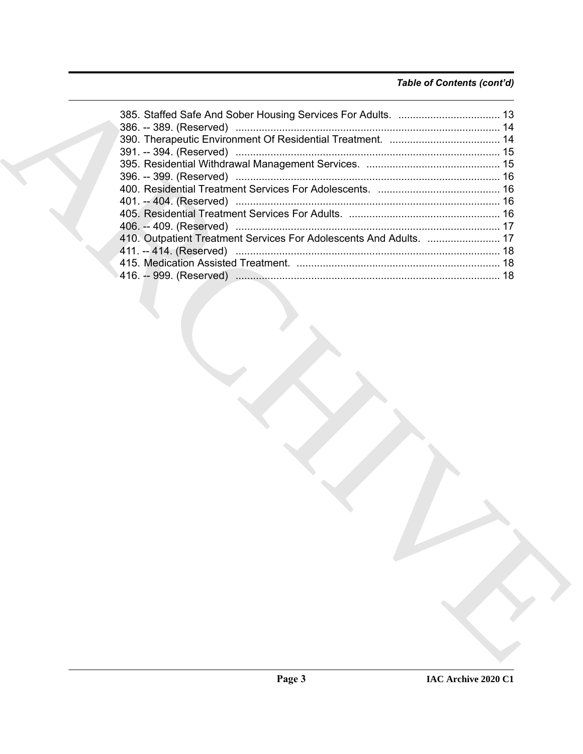*Table of Contents (cont'd)*

385. Staffed Safe And Sober Housing Services For Adults. ................................... 13
386. -- 389. (Reserved) ........................................................................................ 14
390. Therapeutic Environment Of Residential Treatment. ...................................... 14
391. -- 394. (Reserved) ........................................................................................ 15
395. Residential Withdrawal Management Services. .............................................. 15
396. -- 399. (Reserved) ........................................................................................ 16
400. Residential Treatment Services For Adolescents. .......................................... 16
401. -- 404. (Reserved) ........................................................................................ 16
405. Residential Treatment Services For Adults. .................................................... 16
406. -- 409. (Reserved) ........................................................................................ 17
410. Outpatient Treatment Services For Adolescents And Adults. ......................... 17
411. -- 414. (Reserved) ........................................................................................ 18
415. Medication Assisted Treatment. ...................................................................... 18
416. -- 999. (Reserved) ........................................................................................ 18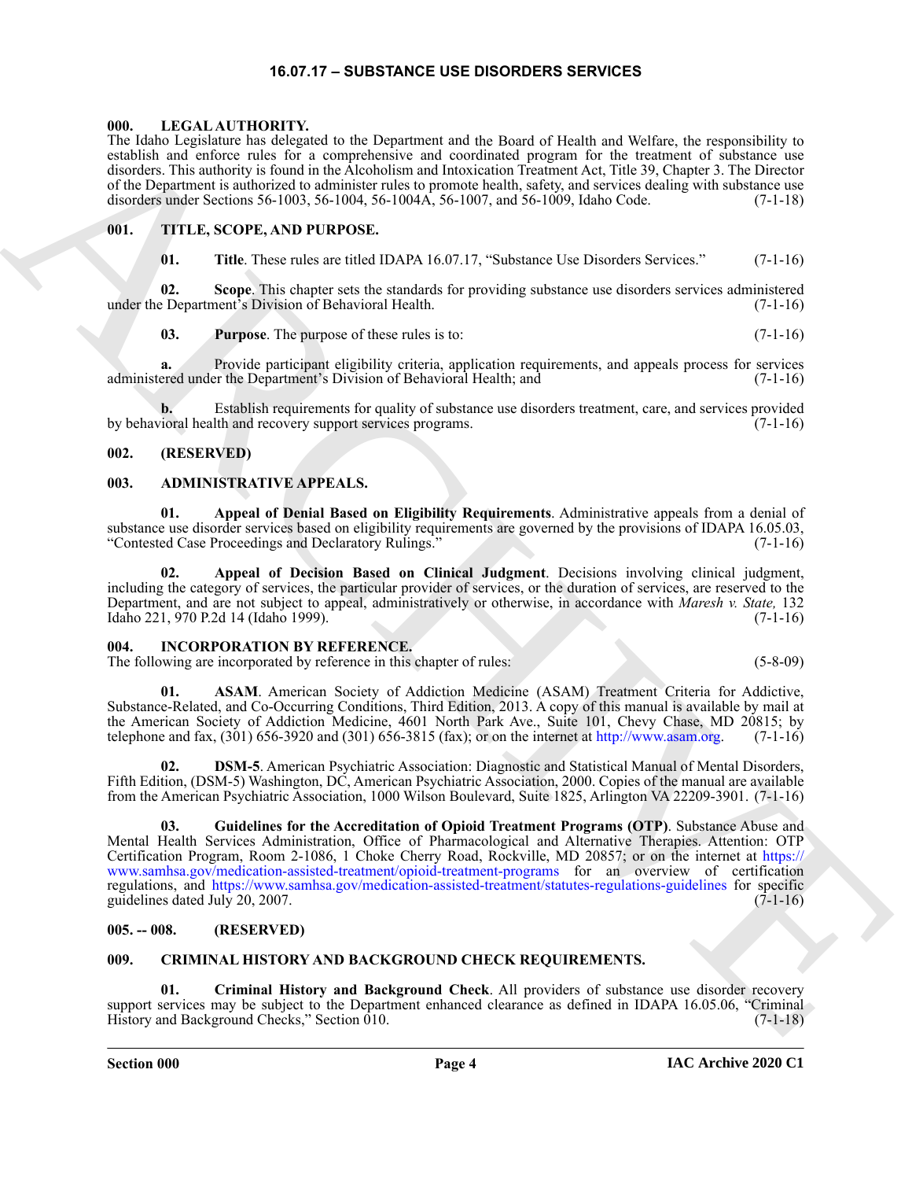# 16.07.17 – SUBSTANCE USE DISORDERS SERVICES

## 000. LEGAL AUTHORITY.

The Idaho Legislature has delegated to the Department and the Board of Health and Welfare, the responsibility to establish and enforce rules for a comprehensive and coordinated program for the treatment of substance use disorders. This authority is found in the Alcoholism and Intoxication Treatment Act, Title 39, Chapter 3. The Director of the Department is authorized to administer rules to promote health, safety, and services dealing with substance use disorders under Sections 56-1003, 56-1004, 56-1004A, 56-1007, and 56-1009, Idaho Code. (7-1-18)

## 001. TITLE, SCOPE, AND PURPOSE.

**01. Title**. These rules are titled IDAPA 16.07.17, "Substance Use Disorders Services." (7-1-16)

**02. Scope**. This chapter sets the standards for providing substance use disorders services administered under the Department's Division of Behavioral Health. (7-1-16)

**03. Purpose**. The purpose of these rules is to: (7-1-16)

**a.** Provide participant eligibility criteria, application requirements, and appeals process for services administered under the Department's Division of Behavioral Health; and (7-1-16)

**b.** Establish requirements for quality of substance use disorders treatment, care, and services provided by behavioral health and recovery support services programs. (7-1-16)

## 002. (RESERVED)

## 003. ADMINISTRATIVE APPEALS.

**01. Appeal of Denial Based on Eligibility Requirements**. Administrative appeals from a denial of substance use disorder services based on eligibility requirements are governed by the provisions of IDAPA 16.05.03, "Contested Case Proceedings and Declaratory Rulings." (7-1-16)

**02. Appeal of Decision Based on Clinical Judgment**. Decisions involving clinical judgment, including the category of services, the particular provider of services, or the duration of services, are reserved to the Department, and are not subject to appeal, administratively or otherwise, in accordance with *Maresh v. State,* 132 Idaho 221, 970 P.2d 14 (Idaho 1999). (7-1-16)

## 004. INCORPORATION BY REFERENCE.

The following are incorporated by reference in this chapter of rules: (5-8-09)

**01. ASAM**. American Society of Addiction Medicine (ASAM) Treatment Criteria for Addictive, Substance-Related, and Co-Occurring Conditions, Third Edition, 2013. A copy of this manual is available by mail at the American Society of Addiction Medicine, 4601 North Park Ave., Suite 101, Chevy Chase, MD 20815; by telephone and fax, (301) 656-3920 and (301) 656-3815 (fax); or on the internet at http://www.asam.org. (7-1-16)

**02. DSM-5**. American Psychiatric Association: Diagnostic and Statistical Manual of Mental Disorders, Fifth Edition, (DSM-5) Washington, DC, American Psychiatric Association, 2000. Copies of the manual are available from the American Psychiatric Association, 1000 Wilson Boulevard, Suite 1825, Arlington VA 22209-3901. (7-1-16)

**03. Guidelines for the Accreditation of Opioid Treatment Programs (OTP)**. Substance Abuse and Mental Health Services Administration, Office of Pharmacological and Alternative Therapies. Attention: OTP Certification Program, Room 2-1086, 1 Choke Cherry Road, Rockville, MD 20857; or on the internet at https://www.samhsa.gov/medication-assisted-treatment/opioid-treatment-programs for an overview of certification regulations, and https://www.samhsa.gov/medication-assisted-treatment/statutes-regulations-guidelines for specific guidelines dated July 20, 2007. (7-1-16)

## 005. -- 008. (RESERVED)

## 009. CRIMINAL HISTORY AND BACKGROUND CHECK REQUIREMENTS.

**01. Criminal History and Background Check**. All providers of substance use disorder recovery support services may be subject to the Department enhanced clearance as defined in IDAPA 16.05.06, "Criminal History and Background Checks," Section 010. (7-1-18)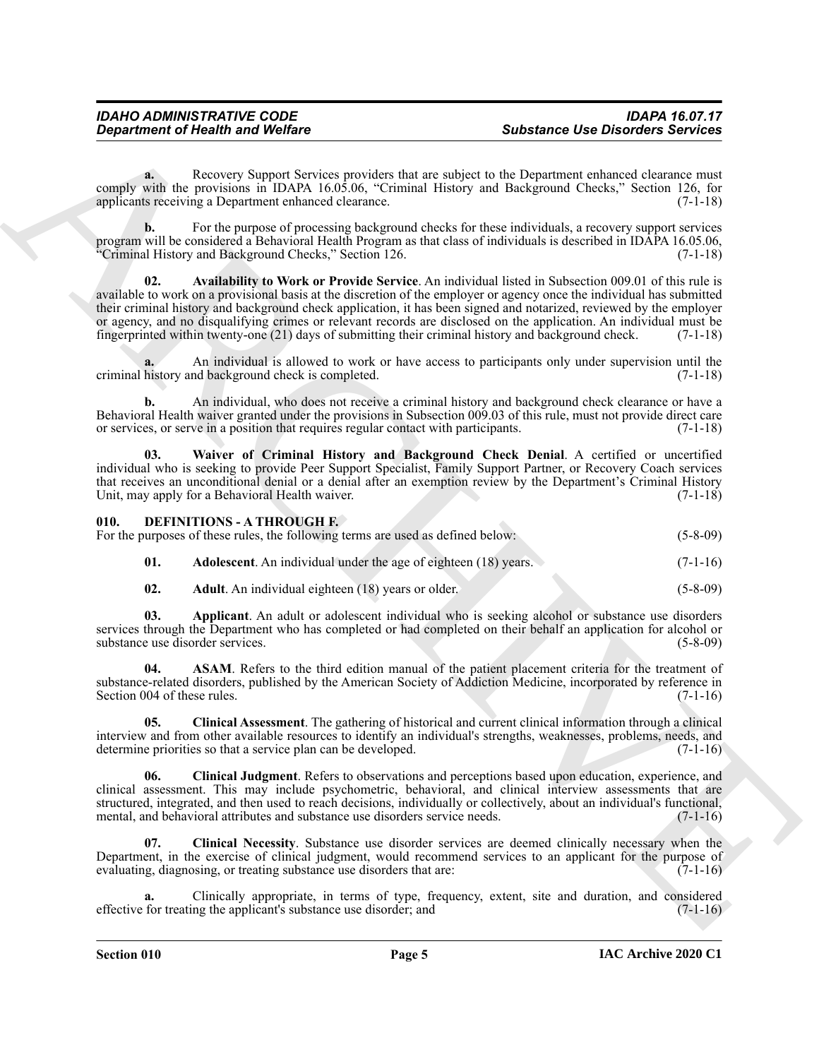**a.** Recovery Support Services providers that are subject to the Department enhanced clearance must comply with the provisions in IDAPA 16.05.06, "Criminal History and Background Checks," Section 126, for applicants receiving a Department enhanced clearance. (7-1-18)

**b.** For the purpose of processing background checks for these individuals, a recovery support services program will be considered a Behavioral Health Program as that class of individuals is described in IDAPA 16.05.06, "Criminal History and Background Checks," Section 126. (7-1-18)

**02. Availability to Work or Provide Service**. An individual listed in Subsection 009.01 of this rule is available to work on a provisional basis at the discretion of the employer or agency once the individual has submitted their criminal history and background check application, it has been signed and notarized, reviewed by the employer or agency, and no disqualifying crimes or relevant records are disclosed on the application. An individual must be fingerprinted within twenty-one (21) days of submitting their criminal history and background check. (7-1-18)

**a.** An individual is allowed to work or have access to participants only under supervision until the criminal history and background check is completed. (7-1-18)

**b.** An individual, who does not receive a criminal history and background check clearance or have a Behavioral Health waiver granted under the provisions in Subsection 009.03 of this rule, must not provide direct care or services, or serve in a position that requires regular contact with participants. (7-1-18)

**03. Waiver of Criminal History and Background Check Denial**. A certified or uncertified individual who is seeking to provide Peer Support Specialist, Family Support Partner, or Recovery Coach services that receives an unconditional denial or a denial after an exemption review by the Department's Criminal History Unit, may apply for a Behavioral Health waiver. (7-1-18)

## 010. DEFINITIONS - A THROUGH F.

For the purposes of these rules, the following terms are used as defined below: (5-8-09)

**01. Adolescent**. An individual under the age of eighteen (18) years. (7-1-16)

**02. Adult**. An individual eighteen (18) years or older. (5-8-09)

**03. Applicant**. An adult or adolescent individual who is seeking alcohol or substance use disorders services through the Department who has completed or had completed on their behalf an application for alcohol or substance use disorder services. (5-8-09)

**04. ASAM**. Refers to the third edition manual of the patient placement criteria for the treatment of substance-related disorders, published by the American Society of Addiction Medicine, incorporated by reference in Section 004 of these rules. (7-1-16)

**05. Clinical Assessment**. The gathering of historical and current clinical information through a clinical interview and from other available resources to identify an individual's strengths, weaknesses, problems, needs, and determine priorities so that a service plan can be developed. (7-1-16)

**06. Clinical Judgment**. Refers to observations and perceptions based upon education, experience, and clinical assessment. This may include psychometric, behavioral, and clinical interview assessments that are structured, integrated, and then used to reach decisions, individually or collectively, about an individual's functional, mental, and behavioral attributes and substance use disorders service needs. (7-1-16)

**07. Clinical Necessity**. Substance use disorder services are deemed clinically necessary when the Department, in the exercise of clinical judgment, would recommend services to an applicant for the purpose of evaluating, diagnosing, or treating substance use disorders that are: (7-1-16)

**a.** Clinically appropriate, in terms of type, frequency, extent, site and duration, and considered effective for treating the applicant's substance use disorder; and (7-1-16)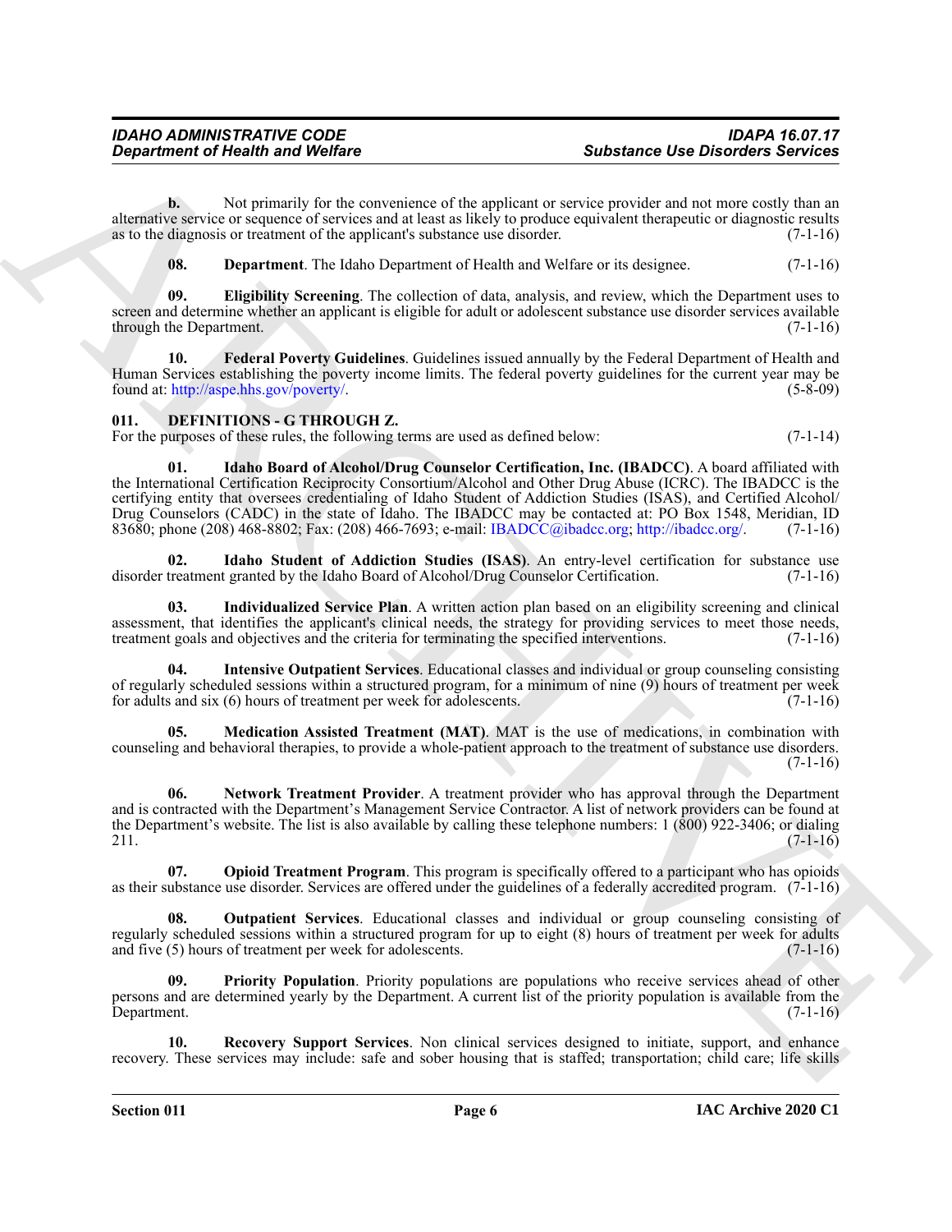**b.** Not primarily for the convenience of the applicant or service provider and not more costly than an alternative service or sequence of services and at least as likely to produce equivalent therapeutic or diagnostic results as to the diagnosis or treatment of the applicant's substance use disorder. (7-1-16)

**08. Department**. The Idaho Department of Health and Welfare or its designee. (7-1-16)

**09. Eligibility Screening**. The collection of data, analysis, and review, which the Department uses to screen and determine whether an applicant is eligible for adult or adolescent substance use disorder services available through the Department. (7-1-16)

**10. Federal Poverty Guidelines**. Guidelines issued annually by the Federal Department of Health and Human Services establishing the poverty income limits. The federal poverty guidelines for the current year may be found at: http://aspe.hhs.gov/poverty/. (5-8-09)

### 011. DEFINITIONS - G THROUGH Z.

For the purposes of these rules, the following terms are used as defined below: (7-1-14)

**01. Idaho Board of Alcohol/Drug Counselor Certification, Inc. (IBADCC)**. A board affiliated with the International Certification Reciprocity Consortium/Alcohol and Other Drug Abuse (ICRC). The IBADCC is the certifying entity that oversees credentialing of Idaho Student of Addiction Studies (ISAS), and Certified Alcohol/Drug Counselors (CADC) in the state of Idaho. The IBADCC may be contacted at: PO Box 1548, Meridian, ID 83680; phone (208) 468-8802; Fax: (208) 466-7693; e-mail: IBADCC@ibadcc.org; http://ibadcc.org/. (7-1-16)

**02. Idaho Student of Addiction Studies (ISAS)**. An entry-level certification for substance use disorder treatment granted by the Idaho Board of Alcohol/Drug Counselor Certification. (7-1-16)

**03. Individualized Service Plan**. A written action plan based on an eligibility screening and clinical assessment, that identifies the applicant's clinical needs, the strategy for providing services to meet those needs, treatment goals and objectives and the criteria for terminating the specified interventions. (7-1-16)

**04. Intensive Outpatient Services**. Educational classes and individual or group counseling consisting of regularly scheduled sessions within a structured program, for a minimum of nine (9) hours of treatment per week for adults and six (6) hours of treatment per week for adolescents. (7-1-16)

**05. Medication Assisted Treatment (MAT)**. MAT is the use of medications, in combination with counseling and behavioral therapies, to provide a whole-patient approach to the treatment of substance use disorders. (7-1-16)

**06. Network Treatment Provider**. A treatment provider who has approval through the Department and is contracted with the Department's Management Service Contractor. A list of network providers can be found at the Department's website. The list is also available by calling these telephone numbers: 1 (800) 922-3406; or dialing 211. (7-1-16)

**07. Opioid Treatment Program**. This program is specifically offered to a participant who has opioids as their substance use disorder. Services are offered under the guidelines of a federally accredited program. (7-1-16)

**08. Outpatient Services**. Educational classes and individual or group counseling consisting of regularly scheduled sessions within a structured program for up to eight (8) hours of treatment per week for adults and five (5) hours of treatment per week for adolescents. (7-1-16)

**09. Priority Population**. Priority populations are populations who receive services ahead of other persons and are determined yearly by the Department. A current list of the priority population is available from the Department. (7-1-16)

**10. Recovery Support Services**. Non clinical services designed to initiate, support, and enhance recovery. These services may include: safe and sober housing that is staffed; transportation; child care; life skills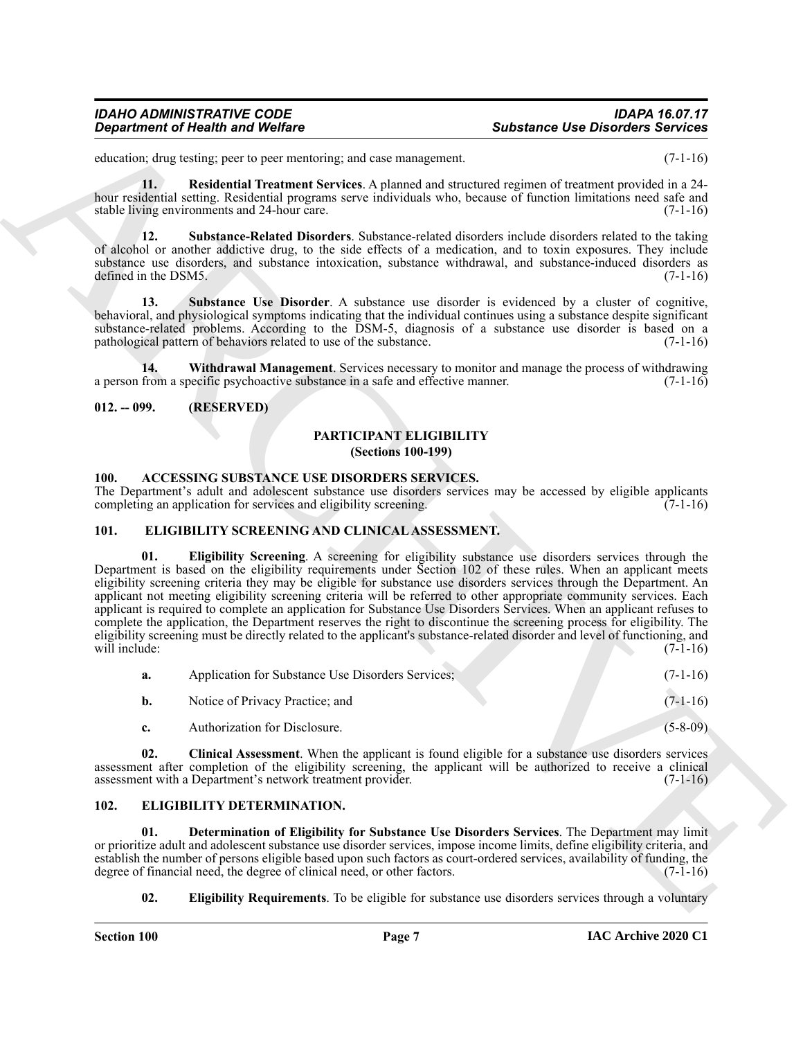education; drug testing; peer to peer mentoring; and case management. (7-1-16)

**11. Residential Treatment Services**. A planned and structured regimen of treatment provided in a 24-hour residential setting. Residential programs serve individuals who, because of function limitations need safe and stable living environments and 24-hour care. (7-1-16)

**12. Substance-Related Disorders**. Substance-related disorders include disorders related to the taking of alcohol or another addictive drug, to the side effects of a medication, and to toxin exposures. They include substance use disorders, and substance intoxication, substance withdrawal, and substance-induced disorders as defined in the DSM5. (7-1-16)

**13. Substance Use Disorder**. A substance use disorder is evidenced by a cluster of cognitive, behavioral, and physiological symptoms indicating that the individual continues using a substance despite significant substance-related problems. According to the DSM-5, diagnosis of a substance use disorder is based on a pathological pattern of behaviors related to use of the substance. (7-1-16)

**14. Withdrawal Management**. Services necessary to monitor and manage the process of withdrawing a person from a specific psychoactive substance in a safe and effective manner. (7-1-16)

## 012. -- 099. (RESERVED)

## PARTICIPANT ELIGIBILITY
**(Sections 100-199)**

## 100. ACCESSING SUBSTANCE USE DISORDERS SERVICES.

The Department's adult and adolescent substance use disorders services may be accessed by eligible applicants completing an application for services and eligibility screening. (7-1-16)

## 101. ELIGIBILITY SCREENING AND CLINICAL ASSESSMENT.

**01. Eligibility Screening**. A screening for eligibility substance use disorders services through the Department is based on the eligibility requirements under Section 102 of these rules. When an applicant meets eligibility screening criteria they may be eligible for substance use disorders services through the Department. An applicant not meeting eligibility screening criteria will be referred to other appropriate community services. Each applicant is required to complete an application for Substance Use Disorders Services. When an applicant refuses to complete the application, the Department reserves the right to discontinue the screening process for eligibility. The eligibility screening must be directly related to the applicant's substance-related disorder and level of functioning, and will include: (7-1-16)

**a.** Application for Substance Use Disorders Services; (7-1-16)

**b.** Notice of Privacy Practice; and (7-1-16)

**c.** Authorization for Disclosure. (5-8-09)

**02. Clinical Assessment**. When the applicant is found eligible for a substance use disorders services assessment after completion of the eligibility screening, the applicant will be authorized to receive a clinical assessment with a Department's network treatment provider. (7-1-16)

## 102. ELIGIBILITY DETERMINATION.

**01. Determination of Eligibility for Substance Use Disorders Services**. The Department may limit or prioritize adult and adolescent substance use disorder services, impose income limits, define eligibility criteria, and establish the number of persons eligible based upon such factors as court-ordered services, availability of funding, the degree of financial need, the degree of clinical need, or other factors. (7-1-16)

**02. Eligibility Requirements**. To be eligible for substance use disorders services through a voluntary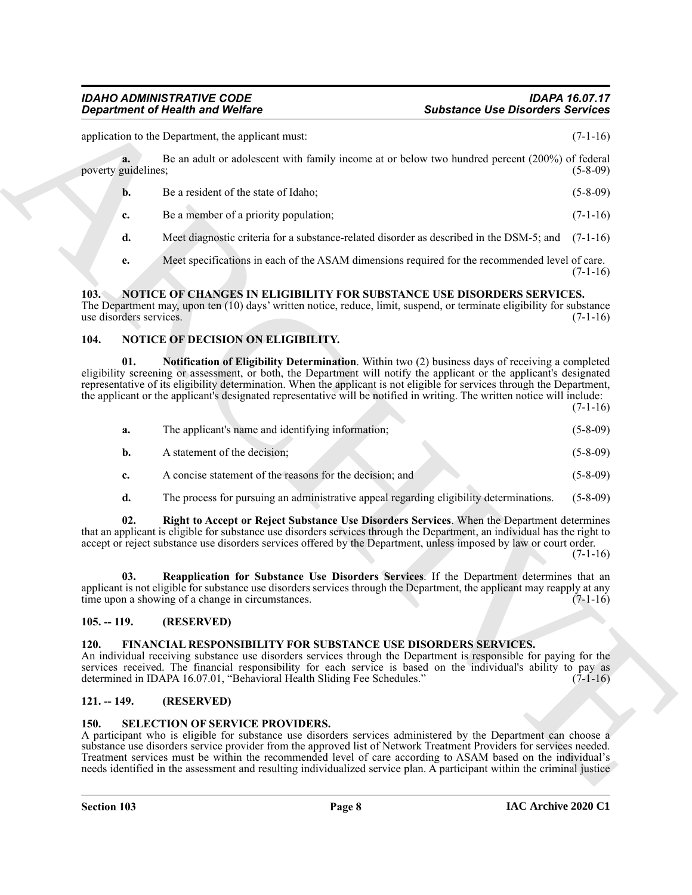application to the Department, the applicant must: (7-1-16)

**a.** Be an adult or adolescent with family income at or below two hundred percent (200%) of federal poverty guidelines; (5-8-09)

**b.** Be a resident of the state of Idaho; (5-8-09)

**c.** Be a member of a priority population; (7-1-16)

**d.** Meet diagnostic criteria for a substance-related disorder as described in the DSM-5; and (7-1-16)

**e.** Meet specifications in each of the ASAM dimensions required for the recommended level of care. (7-1-16)

### 103. NOTICE OF CHANGES IN ELIGIBILITY FOR SUBSTANCE USE DISORDERS SERVICES.

The Department may, upon ten (10) days' written notice, reduce, limit, suspend, or terminate eligibility for substance use disorders services. (7-1-16)

### 104. NOTICE OF DECISION ON ELIGIBILITY.

**01. Notification of Eligibility Determination**. Within two (2) business days of receiving a completed eligibility screening or assessment, or both, the Department will notify the applicant or the applicant's designated representative of its eligibility determination. When the applicant is not eligible for services through the Department, the applicant or the applicant's designated representative will be notified in writing. The written notice will include: (7-1-16)

**a.** The applicant's name and identifying information; (5-8-09)

**b.** A statement of the decision; (5-8-09)

**c.** A concise statement of the reasons for the decision; and (5-8-09)

**d.** The process for pursuing an administrative appeal regarding eligibility determinations. (5-8-09)

**02. Right to Accept or Reject Substance Use Disorders Services**. When the Department determines that an applicant is eligible for substance use disorders services through the Department, an individual has the right to accept or reject substance use disorders services offered by the Department, unless imposed by law or court order. (7-1-16)

**03. Reapplication for Substance Use Disorders Services**. If the Department determines that an applicant is not eligible for substance use disorders services through the Department, the applicant may reapply at any time upon a showing of a change in circumstances. (7-1-16)

### 105. -- 119. (RESERVED)

### 120. FINANCIAL RESPONSIBILITY FOR SUBSTANCE USE DISORDERS SERVICES.

An individual receiving substance use disorders services through the Department is responsible for paying for the services received. The financial responsibility for each service is based on the individual's ability to pay as determined in IDAPA 16.07.01, "Behavioral Health Sliding Fee Schedules." (7-1-16)

### 121. -- 149. (RESERVED)

### 150. SELECTION OF SERVICE PROVIDERS.

A participant who is eligible for substance use disorders services administered by the Department can choose a substance use disorders service provider from the approved list of Network Treatment Providers for services needed. Treatment services must be within the recommended level of care according to ASAM based on the individual's needs identified in the assessment and resulting individualized service plan. A participant within the criminal justice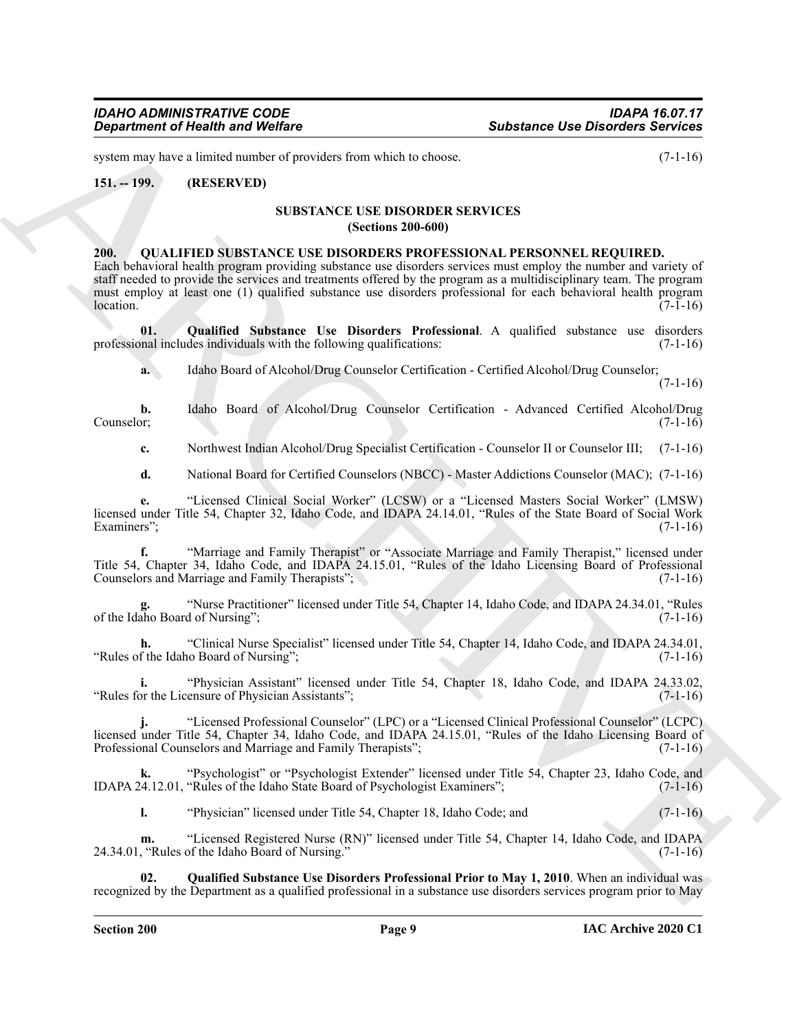system may have a limited number of providers from which to choose. (7-1-16)

**151. -- 199. (RESERVED)**

## SUBSTANCE USE DISORDER SERVICES
## (Sections 200-600)

**200. QUALIFIED SUBSTANCE USE DISORDERS PROFESSIONAL PERSONNEL REQUIRED.**

Each behavioral health program providing substance use disorders services must employ the number and variety of staff needed to provide the services and treatments offered by the program as a multidisciplinary team. The program must employ at least one (1) qualified substance use disorders professional for each behavioral health program location. (7-1-16)

**01. Qualified Substance Use Disorders Professional**. A qualified substance use disorders professional includes individuals with the following qualifications: (7-1-16)

**a.** Idaho Board of Alcohol/Drug Counselor Certification - Certified Alcohol/Drug Counselor; (7-1-16)

**b.** Idaho Board of Alcohol/Drug Counselor Certification - Advanced Certified Alcohol/Drug Counselor; (7-1-16)

**c.** Northwest Indian Alcohol/Drug Specialist Certification - Counselor II or Counselor III; (7-1-16)

**d.** National Board for Certified Counselors (NBCC) - Master Addictions Counselor (MAC); (7-1-16)

**e.** "Licensed Clinical Social Worker" (LCSW) or a "Licensed Masters Social Worker" (LMSW) licensed under Title 54, Chapter 32, Idaho Code, and IDAPA 24.14.01, "Rules of the State Board of Social Work Examiners"; (7-1-16)

**f.** "Marriage and Family Therapist" or "Associate Marriage and Family Therapist," licensed under Title 54, Chapter 34, Idaho Code, and IDAPA 24.15.01, "Rules of the Idaho Licensing Board of Professional Counselors and Marriage and Family Therapists"; (7-1-16)

**g.** "Nurse Practitioner" licensed under Title 54, Chapter 14, Idaho Code, and IDAPA 24.34.01, "Rules of the Idaho Board of Nursing"; (7-1-16)

**h.** "Clinical Nurse Specialist" licensed under Title 54, Chapter 14, Idaho Code, and IDAPA 24.34.01, "Rules of the Idaho Board of Nursing"; (7-1-16)

**i.** "Physician Assistant" licensed under Title 54, Chapter 18, Idaho Code, and IDAPA 24.33.02, "Rules for the Licensure of Physician Assistants"; (7-1-16)

**j.** "Licensed Professional Counselor" (LPC) or a "Licensed Clinical Professional Counselor" (LCPC) licensed under Title 54, Chapter 34, Idaho Code, and IDAPA 24.15.01, "Rules of the Idaho Licensing Board of Professional Counselors and Marriage and Family Therapists"; (7-1-16)

**k.** "Psychologist" or "Psychologist Extender" licensed under Title 54, Chapter 23, Idaho Code, and IDAPA 24.12.01, "Rules of the Idaho State Board of Psychologist Examiners"; (7-1-16)

**l.** "Physician" licensed under Title 54, Chapter 18, Idaho Code; and (7-1-16)

**m.** "Licensed Registered Nurse (RN)" licensed under Title 54, Chapter 14, Idaho Code, and IDAPA 24.34.01, "Rules of the Idaho Board of Nursing." (7-1-16)

**02. Qualified Substance Use Disorders Professional Prior to May 1, 2010**. When an individual was recognized by the Department as a qualified professional in a substance use disorders services program prior to May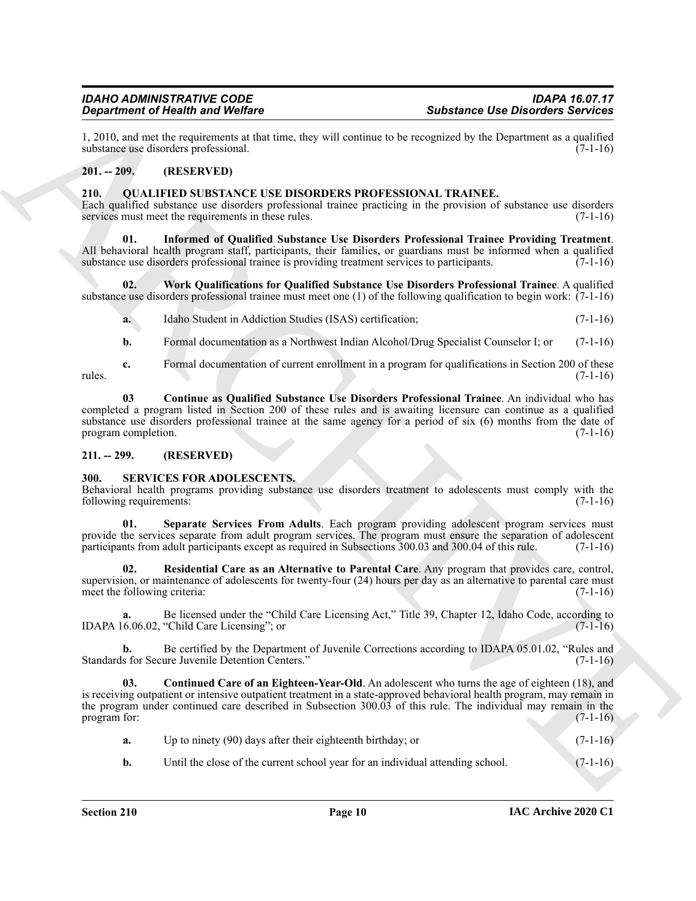1, 2010, and met the requirements at that time, they will continue to be recognized by the Department as a qualified substance use disorders professional. (7-1-16)

## 201. -- 209. (RESERVED)

## 210. QUALIFIED SUBSTANCE USE DISORDERS PROFESSIONAL TRAINEE.

Each qualified substance use disorders professional trainee practicing in the provision of substance use disorders services must meet the requirements in these rules. (7-1-16)

**01. Informed of Qualified Substance Use Disorders Professional Trainee Providing Treatment**. All behavioral health program staff, participants, their families, or guardians must be informed when a qualified substance use disorders professional trainee is providing treatment services to participants. (7-1-16)

**02. Work Qualifications for Qualified Substance Use Disorders Professional Trainee**. A qualified substance use disorders professional trainee must meet one (1) of the following qualification to begin work: (7-1-16)

**a.** Idaho Student in Addiction Studies (ISAS) certification; (7-1-16)

**b.** Formal documentation as a Northwest Indian Alcohol/Drug Specialist Counselor I; or (7-1-16)

**c.** Formal documentation of current enrollment in a program for qualifications in Section 200 of these rules. (7-1-16)

**03 Continue as Qualified Substance Use Disorders Professional Trainee**. An individual who has completed a program listed in Section 200 of these rules and is awaiting licensure can continue as a qualified substance use disorders professional trainee at the same agency for a period of six (6) months from the date of program completion. (7-1-16)

## 211. -- 299. (RESERVED)

## 300. SERVICES FOR ADOLESCENTS.

Behavioral health programs providing substance use disorders treatment to adolescents must comply with the following requirements: (7-1-16)

**01. Separate Services From Adults**. Each program providing adolescent program services must provide the services separate from adult program services. The program must ensure the separation of adolescent participants from adult participants except as required in Subsections 300.03 and 300.04 of this rule. (7-1-16)

**02. Residential Care as an Alternative to Parental Care**. Any program that provides care, control, supervision, or maintenance of adolescents for twenty-four (24) hours per day as an alternative to parental care must meet the following criteria: (7-1-16)

**a.** Be licensed under the "Child Care Licensing Act," Title 39, Chapter 12, Idaho Code, according to IDAPA 16.06.02, "Child Care Licensing"; or (7-1-16)

**b.** Be certified by the Department of Juvenile Corrections according to IDAPA 05.01.02, "Rules and Standards for Secure Juvenile Detention Centers." (7-1-16)

**03. Continued Care of an Eighteen-Year-Old**. An adolescent who turns the age of eighteen (18), and is receiving outpatient or intensive outpatient treatment in a state-approved behavioral health program, may remain in the program under continued care described in Subsection 300.03 of this rule. The individual may remain in the program for: (7-1-16)

**a.** Up to ninety (90) days after their eighteenth birthday; or (7-1-16)

**b.** Until the close of the current school year for an individual attending school. (7-1-16)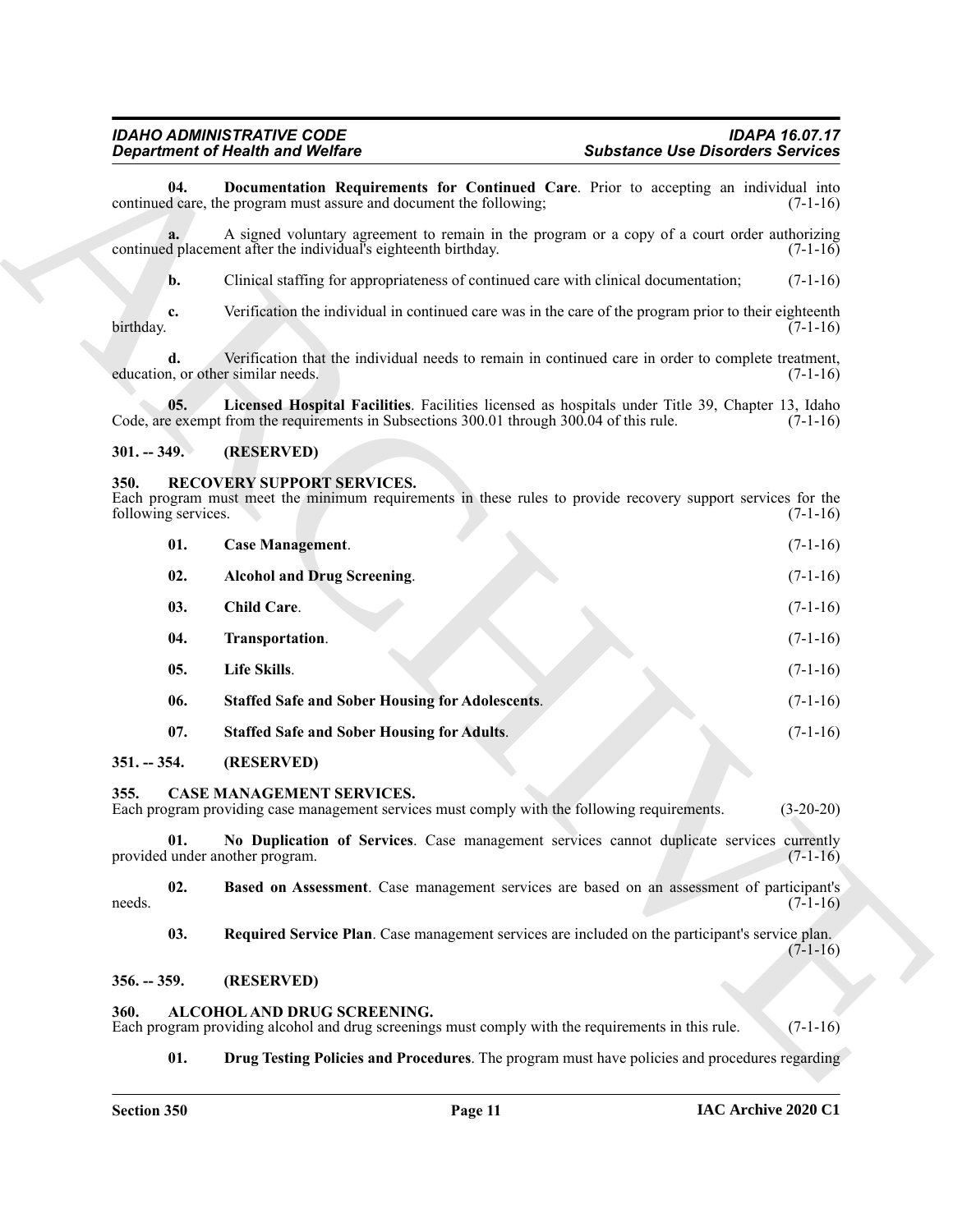**04. Documentation Requirements for Continued Care**. Prior to accepting an individual into continued care, the program must assure and document the following; (7-1-16)

**a.** A signed voluntary agreement to remain in the program or a copy of a court order authorizing continued placement after the individual's eighteenth birthday. (7-1-16)

**b.** Clinical staffing for appropriateness of continued care with clinical documentation; (7-1-16)

**c.** Verification the individual in continued care was in the care of the program prior to their eighteenth birthday. (7-1-16)

**d.** Verification that the individual needs to remain in continued care in order to complete treatment, education, or other similar needs. (7-1-16)

**05. Licensed Hospital Facilities**. Facilities licensed as hospitals under Title 39, Chapter 13, Idaho Code, are exempt from the requirements in Subsections 300.01 through 300.04 of this rule. (7-1-16)

## 301. -- 349. (RESERVED)

## 350. RECOVERY SUPPORT SERVICES.

Each program must meet the minimum requirements in these rules to provide recovery support services for the following services. (7-1-16)

**01. Case Management**. (7-1-16)

**02. Alcohol and Drug Screening**. (7-1-16)

**03. Child Care**. (7-1-16)

**04. Transportation**. (7-1-16)

**05. Life Skills**. (7-1-16)

**06. Staffed Safe and Sober Housing for Adolescents**. (7-1-16)

**07. Staffed Safe and Sober Housing for Adults**. (7-1-16)

## 351. -- 354. (RESERVED)

## 355. CASE MANAGEMENT SERVICES.

Each program providing case management services must comply with the following requirements. (3-20-20)

**01. No Duplication of Services**. Case management services cannot duplicate services currently provided under another program. (7-1-16)

**02. Based on Assessment**. Case management services are based on an assessment of participant's needs. (7-1-16)

**03. Required Service Plan**. Case management services are included on the participant's service plan. (7-1-16)

## 356. -- 359. (RESERVED)

## 360. ALCOHOL AND DRUG SCREENING.

Each program providing alcohol and drug screenings must comply with the requirements in this rule. (7-1-16)

**01. Drug Testing Policies and Procedures**. The program must have policies and procedures regarding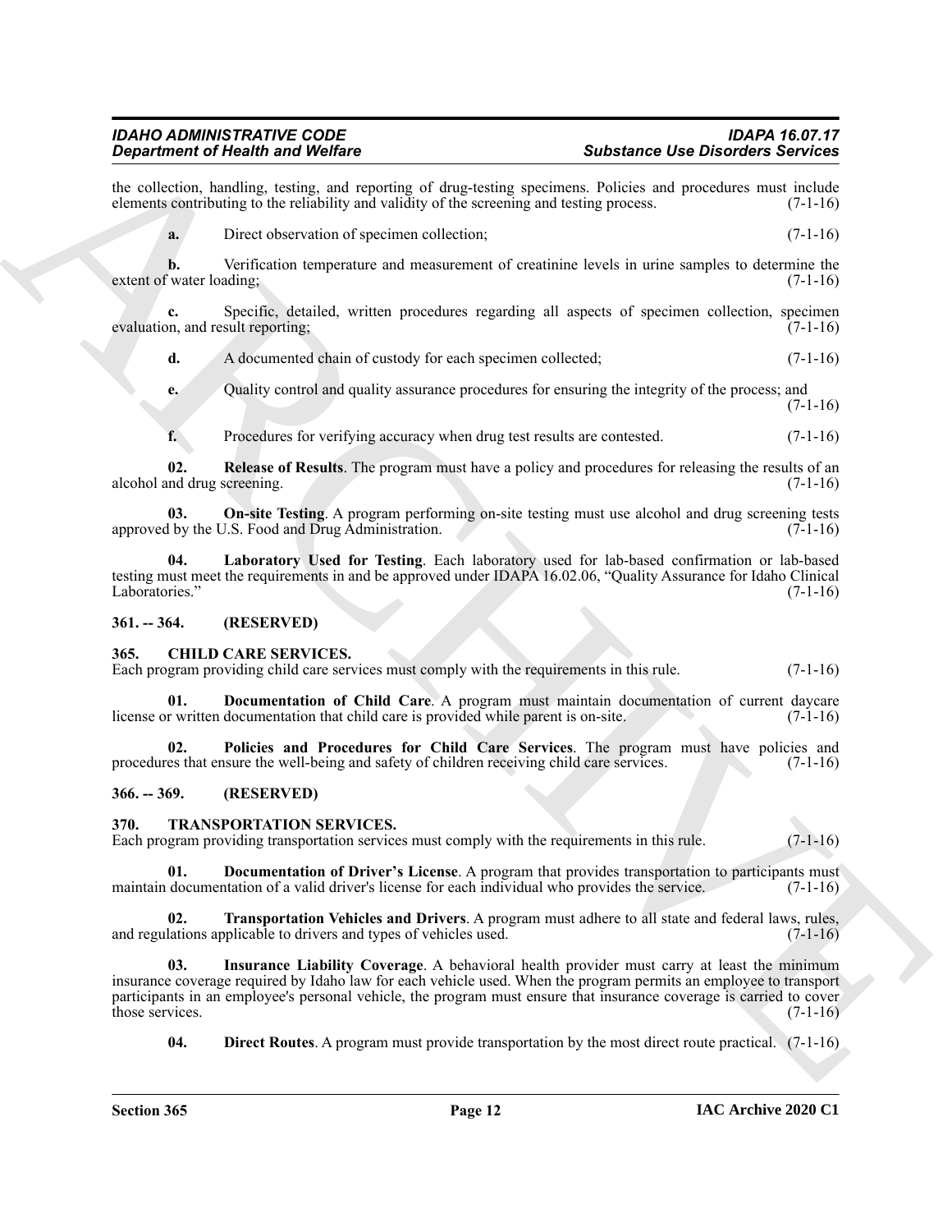the collection, handling, testing, and reporting of drug-testing specimens. Policies and procedures must include elements contributing to the reliability and validity of the screening and testing process. (7-1-16)

**a.** Direct observation of specimen collection; (7-1-16)

**b.** Verification temperature and measurement of creatinine levels in urine samples to determine the extent of water loading; (7-1-16)

**c.** Specific, detailed, written procedures regarding all aspects of specimen collection, specimen evaluation, and result reporting; (7-1-16)

**d.** A documented chain of custody for each specimen collected; (7-1-16)

**e.** Quality control and quality assurance procedures for ensuring the integrity of the process; and (7-1-16)

**f.** Procedures for verifying accuracy when drug test results are contested. (7-1-16)

**02. Release of Results**. The program must have a policy and procedures for releasing the results of an alcohol and drug screening. (7-1-16)

**03. On-site Testing**. A program performing on-site testing must use alcohol and drug screening tests approved by the U.S. Food and Drug Administration. (7-1-16)

**04. Laboratory Used for Testing**. Each laboratory used for lab-based confirmation or lab-based testing must meet the requirements in and be approved under IDAPA 16.02.06, "Quality Assurance for Idaho Clinical Laboratories." (7-1-16)

### 361. -- 364. (RESERVED)

### 365. CHILD CARE SERVICES.

Each program providing child care services must comply with the requirements in this rule. (7-1-16)

**01. Documentation of Child Care**. A program must maintain documentation of current daycare license or written documentation that child care is provided while parent is on-site. (7-1-16)

**02. Policies and Procedures for Child Care Services**. The program must have policies and procedures that ensure the well-being and safety of children receiving child care services. (7-1-16)

### 366. -- 369. (RESERVED)

### 370. TRANSPORTATION SERVICES.

Each program providing transportation services must comply with the requirements in this rule. (7-1-16)

**01. Documentation of Driver's License**. A program that provides transportation to participants must maintain documentation of a valid driver's license for each individual who provides the service. (7-1-16)

**02. Transportation Vehicles and Drivers**. A program must adhere to all state and federal laws, rules, and regulations applicable to drivers and types of vehicles used. (7-1-16)

**03. Insurance Liability Coverage**. A behavioral health provider must carry at least the minimum insurance coverage required by Idaho law for each vehicle used. When the program permits an employee to transport participants in an employee's personal vehicle, the program must ensure that insurance coverage is carried to cover those services. (7-1-16)

**04. Direct Routes**. A program must provide transportation by the most direct route practical. (7-1-16)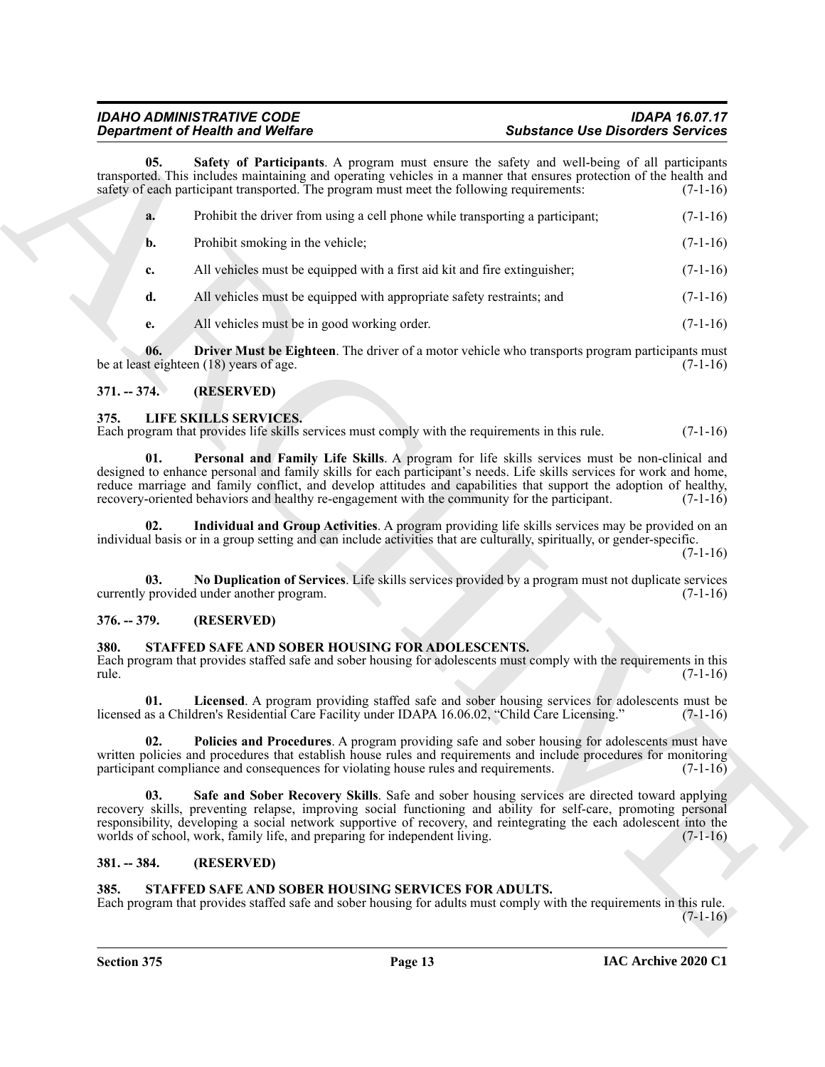**05. Safety of Participants**. A program must ensure the safety and well-being of all participants transported. This includes maintaining and operating vehicles in a manner that ensures protection of the health and safety of each participant transported. The program must meet the following requirements: (7-1-16)

**a.** Prohibit the driver from using a cell phone while transporting a participant; (7-1-16)

**b.** Prohibit smoking in the vehicle; (7-1-16)

**c.** All vehicles must be equipped with a first aid kit and fire extinguisher; (7-1-16)

**d.** All vehicles must be equipped with appropriate safety restraints; and (7-1-16)

**e.** All vehicles must be in good working order. (7-1-16)

**06. Driver Must be Eighteen**. The driver of a motor vehicle who transports program participants must be at least eighteen (18) years of age. (7-1-16)

## 371. -- 374. (RESERVED)

## 375. LIFE SKILLS SERVICES.

Each program that provides life skills services must comply with the requirements in this rule. (7-1-16)

**01. Personal and Family Life Skills**. A program for life skills services must be non-clinical and designed to enhance personal and family skills for each participant's needs. Life skills services for work and home, reduce marriage and family conflict, and develop attitudes and capabilities that support the adoption of healthy, recovery-oriented behaviors and healthy re-engagement with the community for the participant. (7-1-16)

**02. Individual and Group Activities**. A program providing life skills services may be provided on an individual basis or in a group setting and can include activities that are culturally, spiritually, or gender-specific. (7-1-16)

**03. No Duplication of Services**. Life skills services provided by a program must not duplicate services currently provided under another program. (7-1-16)

## 376. -- 379. (RESERVED)

## 380. STAFFED SAFE AND SOBER HOUSING FOR ADOLESCENTS.

Each program that provides staffed safe and sober housing for adolescents must comply with the requirements in this rule. (7-1-16)

**01. Licensed**. A program providing staffed safe and sober housing services for adolescents must be licensed as a Children's Residential Care Facility under IDAPA 16.06.02, "Child Care Licensing." (7-1-16)

**02. Policies and Procedures**. A program providing safe and sober housing for adolescents must have written policies and procedures that establish house rules and requirements and include procedures for monitoring participant compliance and consequences for violating house rules and requirements. (7-1-16)

**03. Safe and Sober Recovery Skills**. Safe and sober housing services are directed toward applying recovery skills, preventing relapse, improving social functioning and ability for self-care, promoting personal responsibility, developing a social network supportive of recovery, and reintegrating the each adolescent into the worlds of school, work, family life, and preparing for independent living. (7-1-16)

## 381. -- 384. (RESERVED)

## 385. STAFFED SAFE AND SOBER HOUSING SERVICES FOR ADULTS.

Each program that provides staffed safe and sober housing for adults must comply with the requirements in this rule. (7-1-16)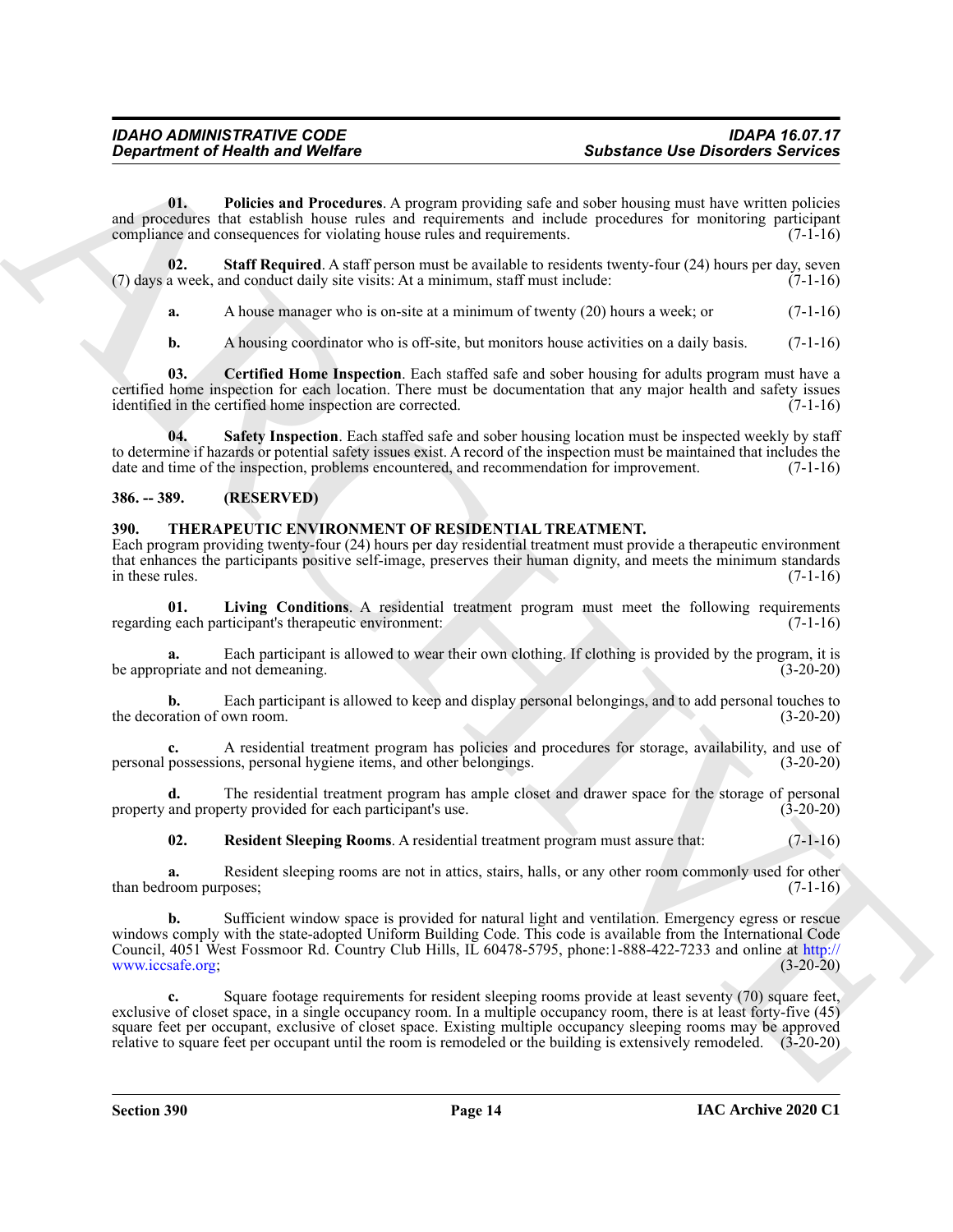**01. Policies and Procedures**. A program providing safe and sober housing must have written policies and procedures that establish house rules and requirements and include procedures for monitoring participant compliance and consequences for violating house rules and requirements. (7-1-16)

**02. Staff Required**. A staff person must be available to residents twenty-four (24) hours per day, seven (7) days a week, and conduct daily site visits: At a minimum, staff must include: (7-1-16)

**a.** A house manager who is on-site at a minimum of twenty (20) hours a week; or (7-1-16)

**b.** A housing coordinator who is off-site, but monitors house activities on a daily basis. (7-1-16)

**03. Certified Home Inspection**. Each staffed safe and sober housing for adults program must have a certified home inspection for each location. There must be documentation that any major health and safety issues identified in the certified home inspection are corrected. (7-1-16)

**04. Safety Inspection**. Each staffed safe and sober housing location must be inspected weekly by staff to determine if hazards or potential safety issues exist. A record of the inspection must be maintained that includes the date and time of the inspection, problems encountered, and recommendation for improvement. (7-1-16)

## 386. -- 389. (RESERVED)

## 390. THERAPEUTIC ENVIRONMENT OF RESIDENTIAL TREATMENT.

Each program providing twenty-four (24) hours per day residential treatment must provide a therapeutic environment that enhances the participants positive self-image, preserves their human dignity, and meets the minimum standards in these rules. (7-1-16)

**01. Living Conditions**. A residential treatment program must meet the following requirements regarding each participant's therapeutic environment: (7-1-16)

**a.** Each participant is allowed to wear their own clothing. If clothing is provided by the program, it is be appropriate and not demeaning. (3-20-20)

**b.** Each participant is allowed to keep and display personal belongings, and to add personal touches to the decoration of own room. (3-20-20)

**c.** A residential treatment program has policies and procedures for storage, availability, and use of personal possessions, personal hygiene items, and other belongings. (3-20-20)

**d.** The residential treatment program has ample closet and drawer space for the storage of personal property and property provided for each participant's use. (3-20-20)

**02. Resident Sleeping Rooms**. A residential treatment program must assure that: (7-1-16)

**a.** Resident sleeping rooms are not in attics, stairs, halls, or any other room commonly used for other than bedroom purposes; (7-1-16)

**b.** Sufficient window space is provided for natural light and ventilation. Emergency egress or rescue windows comply with the state-adopted Uniform Building Code. This code is available from the International Code Council, 4051 West Fossmoor Rd. Country Club Hills, IL 60478-5795, phone:1-888-422-7233 and online at http://www.iccsafe.org; (3-20-20)

**c.** Square footage requirements for resident sleeping rooms provide at least seventy (70) square feet, exclusive of closet space, in a single occupancy room. In a multiple occupancy room, there is at least forty-five (45) square feet per occupant, exclusive of closet space. Existing multiple occupancy sleeping rooms may be approved relative to square feet per occupant until the room is remodeled or the building is extensively remodeled. (3-20-20)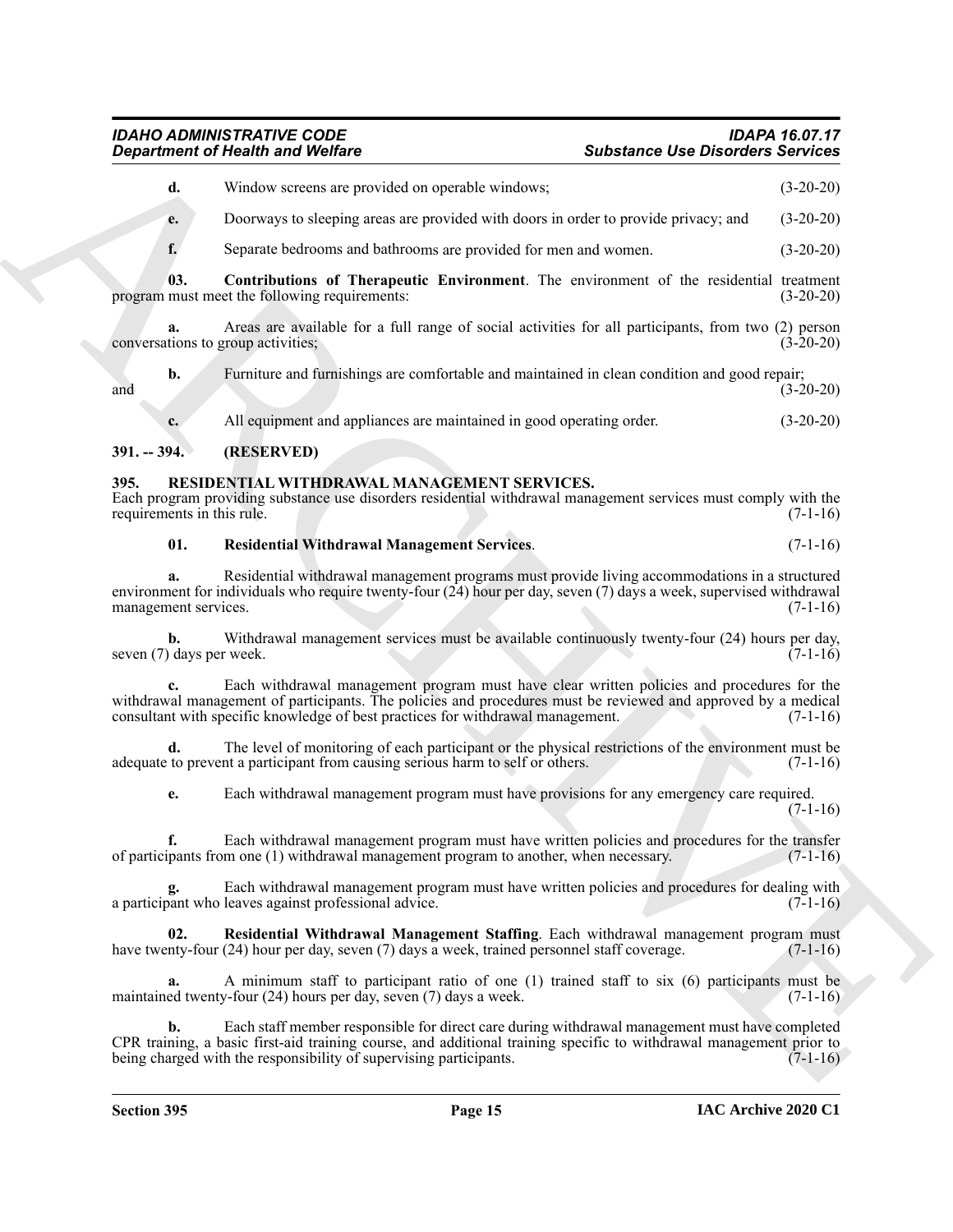**d.** Window screens are provided on operable windows; (3-20-20)

**e.** Doorways to sleeping areas are provided with doors in order to provide privacy; and (3-20-20)

**f.** Separate bedrooms and bathrooms are provided for men and women. (3-20-20)

**03. Contributions of Therapeutic Environment**. The environment of the residential treatment program must meet the following requirements: (3-20-20)

**a.** Areas are available for a full range of social activities for all participants, from two (2) person conversations to group activities; (3-20-20)

**b.** Furniture and furnishings are comfortable and maintained in clean condition and good repair; and (3-20-20)

**c.** All equipment and appliances are maintained in good operating order. (3-20-20)

## 391. -- 394. (RESERVED)

## 395. RESIDENTIAL WITHDRAWAL MANAGEMENT SERVICES.

Each program providing substance use disorders residential withdrawal management services must comply with the requirements in this rule. (7-1-16)

**01. Residential Withdrawal Management Services**. (7-1-16)

**a.** Residential withdrawal management programs must provide living accommodations in a structured environment for individuals who require twenty-four (24) hour per day, seven (7) days a week, supervised withdrawal management services. (7-1-16)

**b.** Withdrawal management services must be available continuously twenty-four (24) hours per day, seven (7) days per week. (7-1-16)

**c.** Each withdrawal management program must have clear written policies and procedures for the withdrawal management of participants. The policies and procedures must be reviewed and approved by a medical consultant with specific knowledge of best practices for withdrawal management. (7-1-16)

**d.** The level of monitoring of each participant or the physical restrictions of the environment must be adequate to prevent a participant from causing serious harm to self or others. (7-1-16)

**e.** Each withdrawal management program must have provisions for any emergency care required. (7-1-16)

**f.** Each withdrawal management program must have written policies and procedures for the transfer of participants from one (1) withdrawal management program to another, when necessary. (7-1-16)

**g.** Each withdrawal management program must have written policies and procedures for dealing with a participant who leaves against professional advice. (7-1-16)

**02. Residential Withdrawal Management Staffing**. Each withdrawal management program must have twenty-four (24) hour per day, seven (7) days a week, trained personnel staff coverage. (7-1-16)

**a.** A minimum staff to participant ratio of one (1) trained staff to six (6) participants must be maintained twenty-four (24) hours per day, seven (7) days a week. (7-1-16)

**b.** Each staff member responsible for direct care during withdrawal management must have completed CPR training, a basic first-aid training course, and additional training specific to withdrawal management prior to being charged with the responsibility of supervising participants. (7-1-16)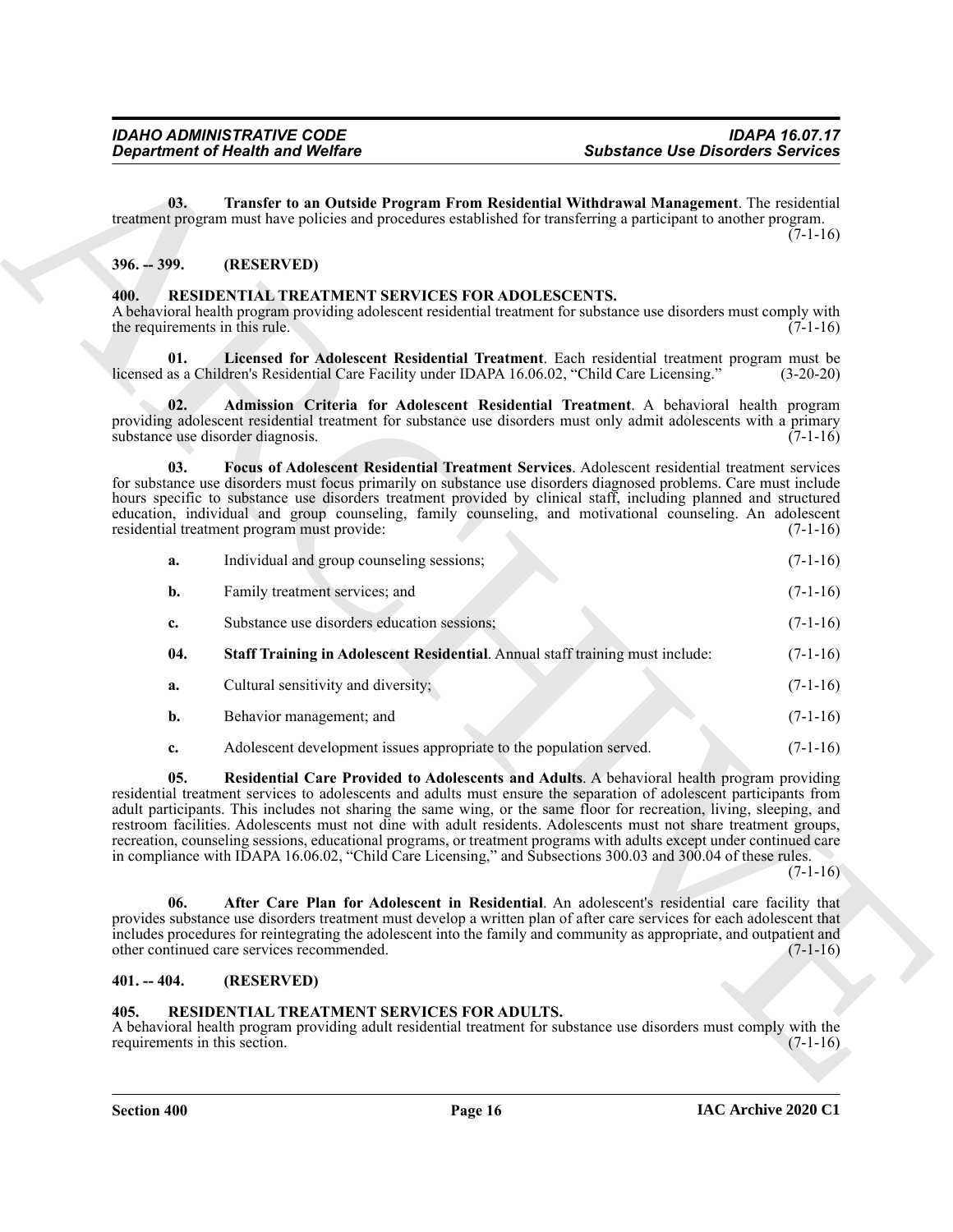**03. Transfer to an Outside Program From Residential Withdrawal Management**. The residential treatment program must have policies and procedures established for transferring a participant to another program. (7-1-16)

## 396. -- 399. (RESERVED)

## 400. RESIDENTIAL TREATMENT SERVICES FOR ADOLESCENTS.

A behavioral health program providing adolescent residential treatment for substance use disorders must comply with the requirements in this rule. (7-1-16)

**01. Licensed for Adolescent Residential Treatment**. Each residential treatment program must be licensed as a Children's Residential Care Facility under IDAPA 16.06.02, "Child Care Licensing." (3-20-20)

**02. Admission Criteria for Adolescent Residential Treatment**. A behavioral health program providing adolescent residential treatment for substance use disorders must only admit adolescents with a primary substance use disorder diagnosis. (7-1-16)

**03. Focus of Adolescent Residential Treatment Services**. Adolescent residential treatment services for substance use disorders must focus primarily on substance use disorders diagnosed problems. Care must include hours specific to substance use disorders treatment provided by clinical staff, including planned and structured education, individual and group counseling, family counseling, and motivational counseling. An adolescent residential treatment program must provide: (7-1-16)

**a.** Individual and group counseling sessions; (7-1-16)

**b.** Family treatment services; and (7-1-16)

**c.** Substance use disorders education sessions; (7-1-16)

**04. Staff Training in Adolescent Residential**. Annual staff training must include: (7-1-16)

**a.** Cultural sensitivity and diversity; (7-1-16)

**b.** Behavior management; and (7-1-16)

**c.** Adolescent development issues appropriate to the population served. (7-1-16)

**05. Residential Care Provided to Adolescents and Adults**. A behavioral health program providing residential treatment services to adolescents and adults must ensure the separation of adolescent participants from adult participants. This includes not sharing the same wing, or the same floor for recreation, living, sleeping, and restroom facilities. Adolescents must not dine with adult residents. Adolescents must not share treatment groups, recreation, counseling sessions, educational programs, or treatment programs with adults except under continued care in compliance with IDAPA 16.06.02, "Child Care Licensing," and Subsections 300.03 and 300.04 of these rules. (7-1-16)

**06. After Care Plan for Adolescent in Residential**. An adolescent's residential care facility that provides substance use disorders treatment must develop a written plan of after care services for each adolescent that includes procedures for reintegrating the adolescent into the family and community as appropriate, and outpatient and other continued care services recommended. (7-1-16)

## 401. -- 404. (RESERVED)

## 405. RESIDENTIAL TREATMENT SERVICES FOR ADULTS.

A behavioral health program providing adult residential treatment for substance use disorders must comply with the requirements in this section. (7-1-16)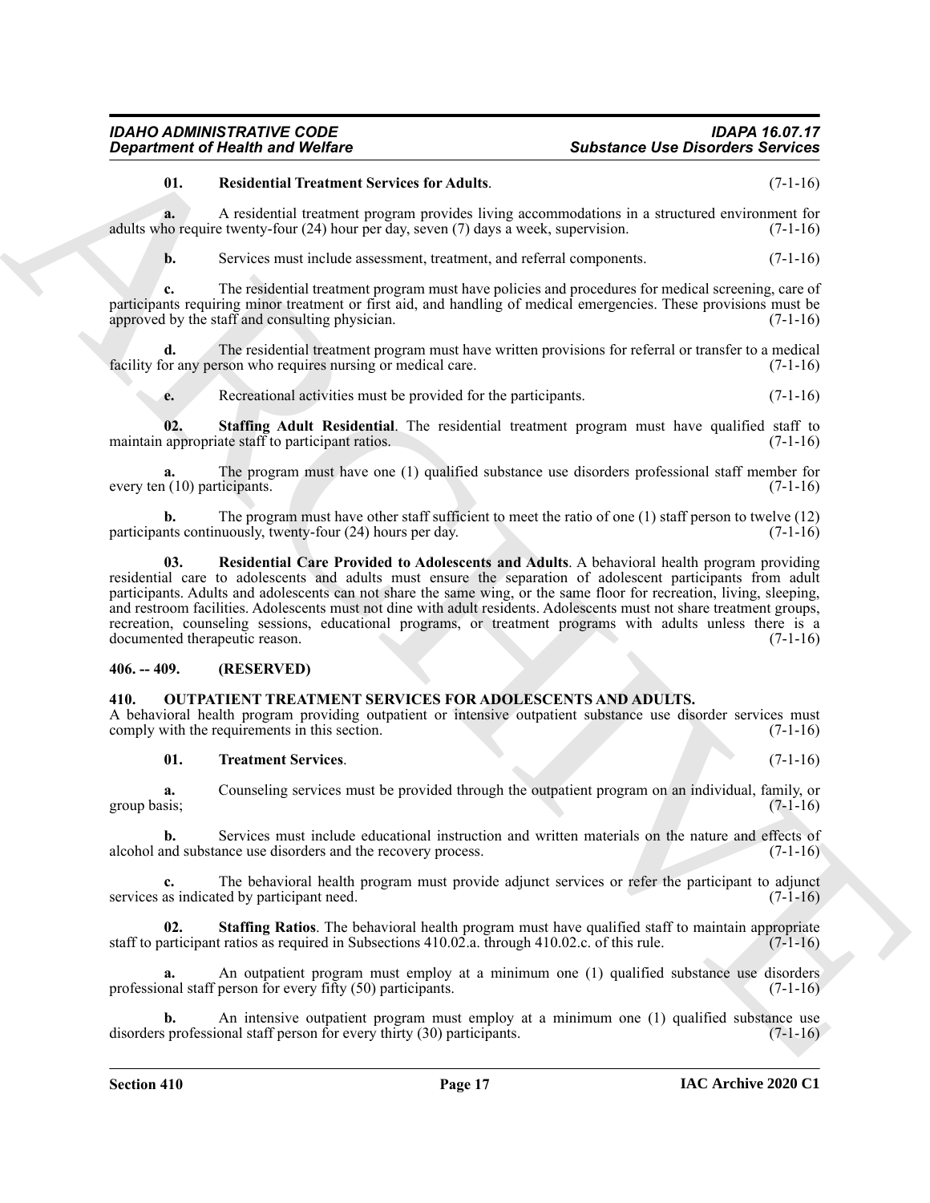**01. Residential Treatment Services for Adults**. (7-1-16)

**a.** A residential treatment program provides living accommodations in a structured environment for adults who require twenty-four (24) hour per day, seven (7) days a week, supervision. (7-1-16)

**b.** Services must include assessment, treatment, and referral components. (7-1-16)

**c.** The residential treatment program must have policies and procedures for medical screening, care of participants requiring minor treatment or first aid, and handling of medical emergencies. These provisions must be approved by the staff and consulting physician. (7-1-16)

**d.** The residential treatment program must have written provisions for referral or transfer to a medical facility for any person who requires nursing or medical care. (7-1-16)

**e.** Recreational activities must be provided for the participants. (7-1-16)

**02. Staffing Adult Residential**. The residential treatment program must have qualified staff to maintain appropriate staff to participant ratios. (7-1-16)

**a.** The program must have one (1) qualified substance use disorders professional staff member for every ten (10) participants. (7-1-16)

**b.** The program must have other staff sufficient to meet the ratio of one (1) staff person to twelve (12) participants continuously, twenty-four (24) hours per day. (7-1-16)

**03. Residential Care Provided to Adolescents and Adults**. A behavioral health program providing residential care to adolescents and adults must ensure the separation of adolescent participants from adult participants. Adults and adolescents can not share the same wing, or the same floor for recreation, living, sleeping, and restroom facilities. Adolescents must not dine with adult residents. Adolescents must not share treatment groups, recreation, counseling sessions, educational programs, or treatment programs with adults unless there is a documented therapeutic reason. (7-1-16)

## 406. -- 409. (RESERVED)

## 410. OUTPATIENT TREATMENT SERVICES FOR ADOLESCENTS AND ADULTS.

A behavioral health program providing outpatient or intensive outpatient substance use disorder services must comply with the requirements in this section. (7-1-16)

**01. Treatment Services**. (7-1-16)

**a.** Counseling services must be provided through the outpatient program on an individual, family, or group basis; (7-1-16)

**b.** Services must include educational instruction and written materials on the nature and effects of alcohol and substance use disorders and the recovery process. (7-1-16)

**c.** The behavioral health program must provide adjunct services or refer the participant to adjunct services as indicated by participant need. (7-1-16)

**02. Staffing Ratios**. The behavioral health program must have qualified staff to maintain appropriate staff to participant ratios as required in Subsections 410.02.a. through 410.02.c. of this rule. (7-1-16)

**a.** An outpatient program must employ at a minimum one (1) qualified substance use disorders professional staff person for every fifty (50) participants. (7-1-16)

**b.** An intensive outpatient program must employ at a minimum one (1) qualified substance use disorders professional staff person for every thirty (30) participants. (7-1-16)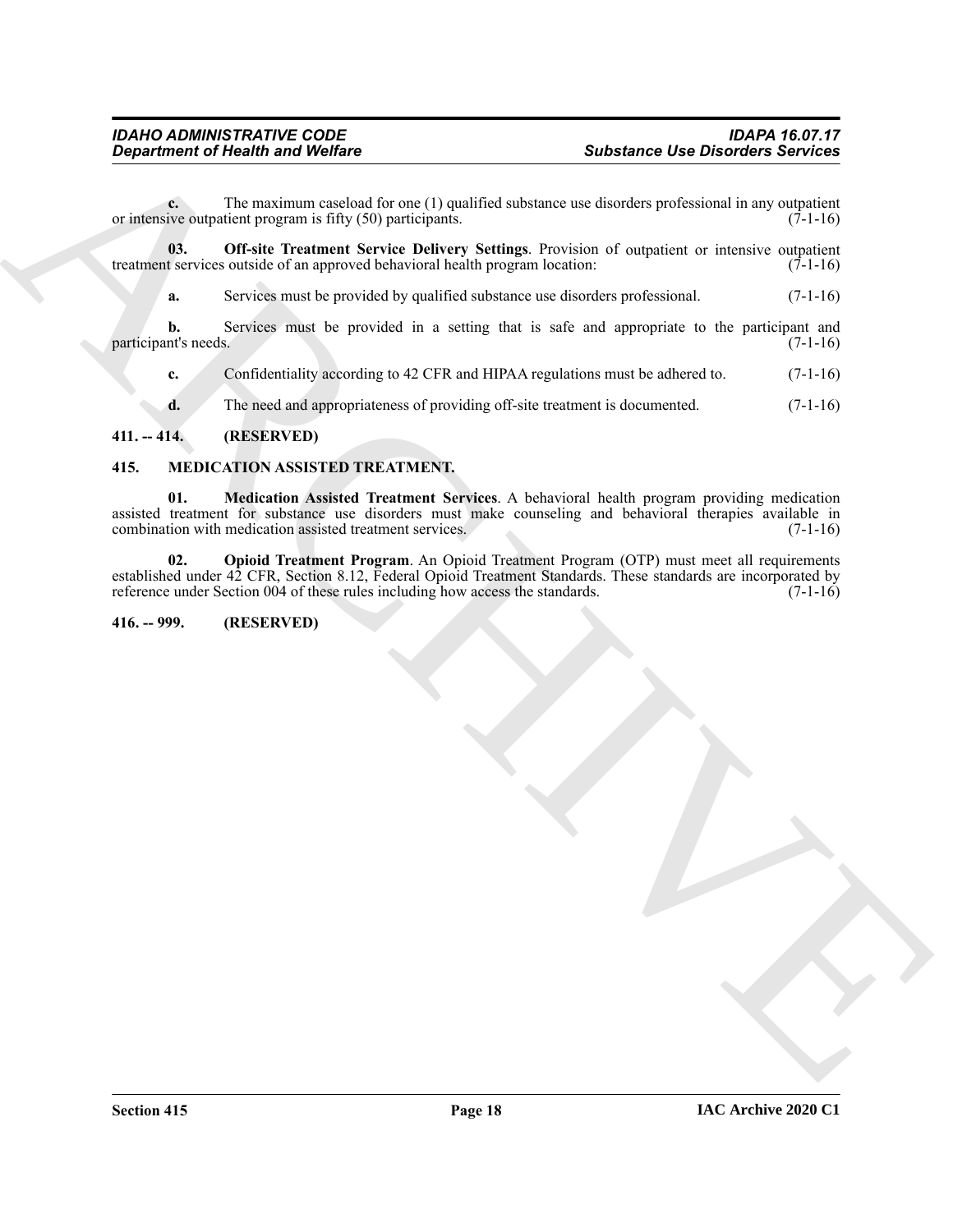**c.** The maximum caseload for one (1) qualified substance use disorders professional in any outpatient or intensive outpatient program is fifty (50) participants. (7-1-16)

**03. Off-site Treatment Service Delivery Settings**. Provision of outpatient or intensive outpatient treatment services outside of an approved behavioral health program location: (7-1-16)

**a.** Services must be provided by qualified substance use disorders professional. (7-1-16)

**b.** Services must be provided in a setting that is safe and appropriate to the participant and participant's needs. (7-1-16)

**c.** Confidentiality according to 42 CFR and HIPAA regulations must be adhered to. (7-1-16)

**d.** The need and appropriateness of providing off-site treatment is documented. (7-1-16)

## 411. -- 414. (RESERVED)

## 415. MEDICATION ASSISTED TREATMENT.

**01. Medication Assisted Treatment Services**. A behavioral health program providing medication assisted treatment for substance use disorders must make counseling and behavioral therapies available in combination with medication assisted treatment services. (7-1-16)

**02. Opioid Treatment Program**. An Opioid Treatment Program (OTP) must meet all requirements established under 42 CFR, Section 8.12, Federal Opioid Treatment Standards. These standards are incorporated by reference under Section 004 of these rules including how access the standards. (7-1-16)

## 416. -- 999. (RESERVED)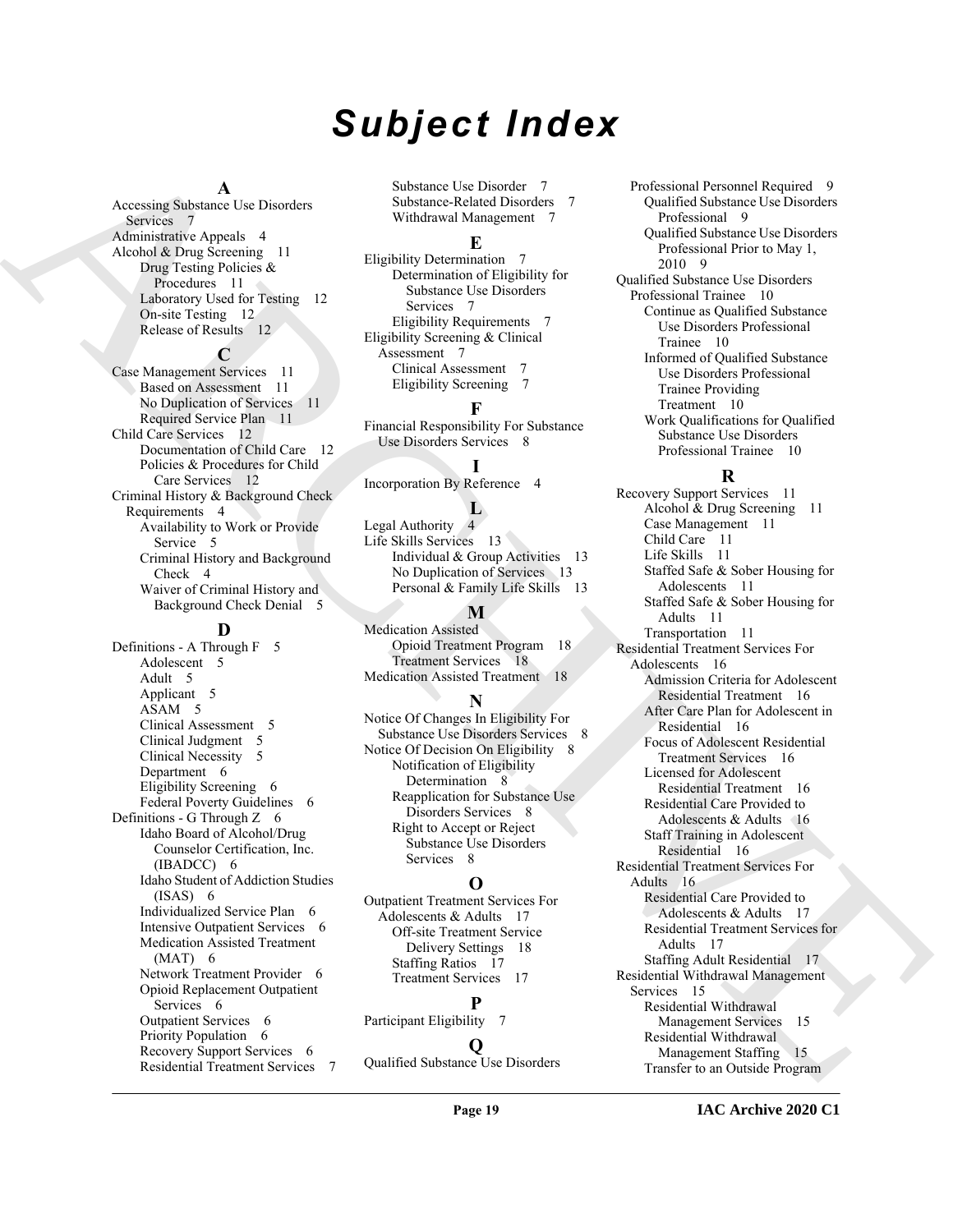# Subject Index

## A

Accessing Substance Use Disorders Services 7
Administrative Appeals 4
Alcohol & Drug Screening 11
- Drug Testing Policies & Procedures 11
- Laboratory Used for Testing 12
- On-site Testing 12
- Release of Results 12

## C

Case Management Services 11
- Based on Assessment 11
- No Duplication of Services 11
- Required Service Plan 11

Child Care Services 12
- Documentation of Child Care 12
- Policies & Procedures for Child Care Services 12

Criminal History & Background Check Requirements 4
- Availability to Work or Provide Service 5
- Criminal History and Background Check 4
- Waiver of Criminal History and Background Check Denial 5

## D

Definitions - A Through F 5
- Adolescent 5
- Adult 5
- Applicant 5
- ASAM 5
- Clinical Assessment 5
- Clinical Judgment 5
- Clinical Necessity 5
- Department 6
- Eligibility Screening 6
- Federal Poverty Guidelines 6

Definitions - G Through Z 6
- Idaho Board of Alcohol/Drug Counselor Certification, Inc. (IBADCC) 6
- Idaho Student of Addiction Studies (ISAS) 6
- Individualized Service Plan 6
- Intensive Outpatient Services 6
- Medication Assisted Treatment (MAT) 6
- Network Treatment Provider 6
- Opioid Replacement Outpatient Services 6
- Outpatient Services 6
- Priority Population 6
- Recovery Support Services 6
- Residential Treatment Services 7
- Substance Use Disorder 7
- Substance-Related Disorders 7
- Withdrawal Management 7

## E

Eligibility Determination 7
- Determination of Eligibility for Substance Use Disorders Services 7
- Eligibility Requirements 7

Eligibility Screening & Clinical Assessment 7
- Clinical Assessment 7
- Eligibility Screening 7

## F

Financial Responsibility For Substance Use Disorders Services 8

## I

Incorporation By Reference 4

## L

Legal Authority 4
Life Skills Services 13
- Individual & Group Activities 13
- No Duplication of Services 13
- Personal & Family Life Skills 13

## M

Medication Assisted
- Opioid Treatment Program 18
- Treatment Services 18

Medication Assisted Treatment 18

## N

Notice Of Changes In Eligibility For Substance Use Disorders Services 8
Notice Of Decision On Eligibility 8
- Notification of Eligibility Determination 8
- Reapplication for Substance Use Disorders Services 8
- Right to Accept or Reject Substance Use Disorders Services 8

## O

Outpatient Treatment Services For Adolescents & Adults 17
- Off-site Treatment Service Delivery Settings 18
- Staffing Ratios 17
- Treatment Services 17

## P

Participant Eligibility 7

## Q

Qualified Substance Use Disorders Professional Personnel Required 9
- Qualified Substance Use Disorders Professional 9
- Qualified Substance Use Disorders Professional Prior to May 1, 2010 9

Qualified Substance Use Disorders Professional Trainee 10
- Continue as Qualified Substance Use Disorders Professional Trainee 10
- Informed of Qualified Substance Use Disorders Professional Trainee Providing Treatment 10
- Work Qualifications for Qualified Substance Use Disorders Professional Trainee 10

## R

Recovery Support Services 11
- Alcohol & Drug Screening 11
- Case Management 11
- Child Care 11
- Life Skills 11
- Staffed Safe & Sober Housing for Adolescents 11
- Staffed Safe & Sober Housing for Adults 11
- Transportation 11

Residential Treatment Services For Adolescents 16
- Admission Criteria for Adolescent Residential Treatment 16
- After Care Plan for Adolescent in Residential 16
- Focus of Adolescent Residential Treatment Services 16
- Licensed for Adolescent Residential Treatment 16
- Residential Care Provided to Adolescents & Adults 16
- Staff Training in Adolescent Residential 16

Residential Treatment Services For Adults 16
- Residential Care Provided to Adolescents & Adults 17
- Residential Treatment Services for Adults 17
- Staffing Adult Residential 17

Residential Withdrawal Management Services 15
- Residential Withdrawal Management Services 15
- Residential Withdrawal Management Staffing 15
- Transfer to an Outside Program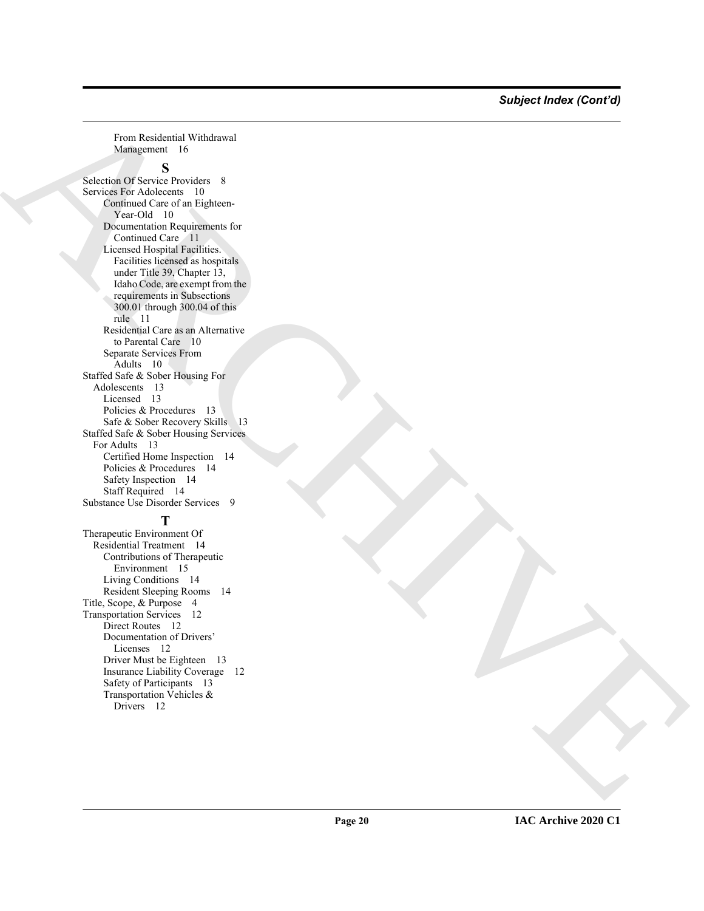From Residential Withdrawal Management 16

**S**

Selection Of Service Providers 8

Services For Adolescents 10

- Continued Care of an Eighteen-Year-Old 10
- Documentation Requirements for Continued Care 11
- Licensed Hospital Facilities. Facilities licensed as hospitals under Title 39, Chapter 13, Idaho Code, are exempt from the requirements in Subsections 300.01 through 300.04 of this rule 11
- Residential Care as an Alternative to Parental Care 10
- Separate Services From Adults 10

Staffed Safe & Sober Housing For Adolescents 13

- Licensed 13
- Policies & Procedures 13
- Safe & Sober Recovery Skills 13

Staffed Safe & Sober Housing Services For Adults 13

- Certified Home Inspection 14
- Policies & Procedures 14
- Safety Inspection 14
- Staff Required 14

Substance Use Disorder Services 9

**T**

Therapeutic Environment Of Residential Treatment 14

- Contributions of Therapeutic Environment 15
- Living Conditions 14
- Resident Sleeping Rooms 14

Title, Scope, & Purpose 4

Transportation Services 12

- Direct Routes 12
- Documentation of Drivers' Licenses 12
- Driver Must be Eighteen 13
- Insurance Liability Coverage 12
- Safety of Participants 13
- Transportation Vehicles & Drivers 12